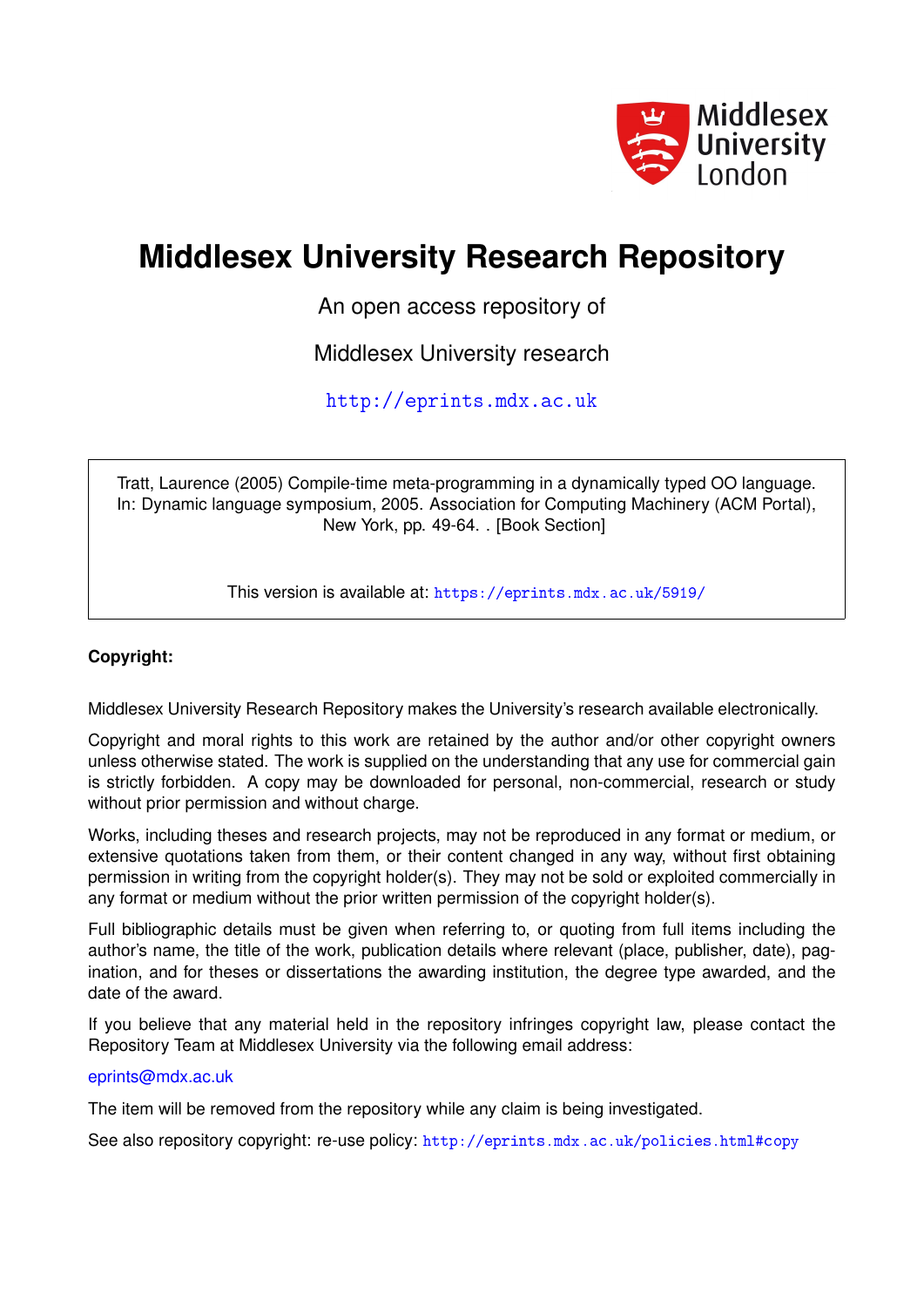Middlesex University London

# Middlesex University Research Repository

An open access repository of

Middlesex University research

http://eprints.mdx.ac.uk

Tratt, Laurence (2005) Compile-time meta-programming in a dynamically typed OO language. In: Dynamic language symposium, 2005. Association for Computing Machinery (ACM Portal), New York, pp. 49-64. . [Book Section]

This version is available at: https://eprints.mdx.ac.uk/5919/

**Copyright:**

Middlesex University Research Repository makes the University's research available electronically.

Copyright and moral rights to this work are retained by the author and/or other copyright owners unless otherwise stated. The work is supplied on the understanding that any use for commercial gain is strictly forbidden. A copy may be downloaded for personal, non-commercial, research or study without prior permission and without charge.

Works, including theses and research projects, may not be reproduced in any format or medium, or extensive quotations taken from them, or their content changed in any way, without first obtaining permission in writing from the copyright holder(s). They may not be sold or exploited commercially in any format or medium without the prior written permission of the copyright holder(s).

Full bibliographic details must be given when referring to, or quoting from full items including the author's name, the title of the work, publication details where relevant (place, publisher, date), pagination, and for theses or dissertations the awarding institution, the degree type awarded, and the date of the award.

If you believe that any material held in the repository infringes copyright law, please contact the Repository Team at Middlesex University via the following email address:

eprints@mdx.ac.uk

The item will be removed from the repository while any claim is being investigated.

See also repository copyright: re-use policy: http://eprints.mdx.ac.uk/policies.html#copy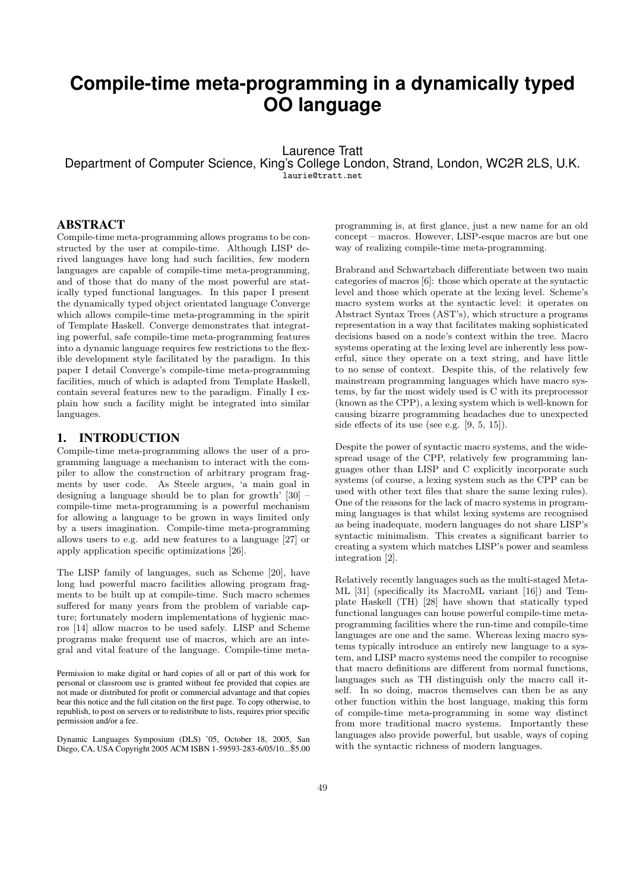# Compile-time meta-programming in a dynamically typed OO language

Laurence Tratt
Department of Computer Science, King's College London, Strand, London, WC2R 2LS, U.K.
laurie@tratt.net

## ABSTRACT

Compile-time meta-programming allows programs to be constructed by the user at compile-time. Although LISP derived languages have long had such facilities, few modern languages are capable of compile-time meta-programming, and of those that do many of the most powerful are statically typed functional languages. In this paper I present the dynamically typed object orientated language Converge which allows compile-time meta-programming in the spirit of Template Haskell. Converge demonstrates that integrating powerful, safe compile-time meta-programming features into a dynamic language requires few restrictions to the flexible development style facilitated by the paradigm. In this paper I detail Converge's compile-time meta-programming facilities, much of which is adapted from Template Haskell, contain several features new to the paradigm. Finally I explain how such a facility might be integrated into similar languages.

## 1. INTRODUCTION

Compile-time meta-programming allows the user of a programming language a mechanism to interact with the compiler to allow the construction of arbitrary program fragments by user code. As Steele argues, 'a main goal in designing a language should be to plan for growth' [30] – compile-time meta-programming is a powerful mechanism for allowing a language to be grown in ways limited only by a users imagination. Compile-time meta-programming allows users to e.g. add new features to a language [27] or apply application specific optimizations [26].

The LISP family of languages, such as Scheme [20], have long had powerful macro facilities allowing program fragments to be built up at compile-time. Such macro schemes suffered for many years from the problem of variable capture; fortunately modern implementations of hygienic macros [14] allow macros to be used safely. LISP and Scheme programs make frequent use of macros, which are an integral and vital feature of the language. Compile-time meta-programming is, at first glance, just a new name for an old concept – macros. However, LISP-esque macros are but one way of realizing compile-time meta-programming.

Brabrand and Schwartzbach differentiate between two main categories of macros [6]: those which operate at the syntactic level and those which operate at the lexing level. Scheme's macro system works at the syntactic level: it operates on Abstract Syntax Trees (AST's), which structure a programs representation in a way that facilitates making sophisticated decisions based on a node's context within the tree. Macro systems operating at the lexing level are inherently less powerful, since they operate on a text string, and have little to no sense of context. Despite this, of the relatively few mainstream programming languages which have macro systems, by far the most widely used is C with its preprocessor (known as the CPP), a lexing system which is well-known for causing bizarre programming headaches due to unexpected side effects of its use (see e.g. [9, 5, 15]).

Despite the power of syntactic macro systems, and the widespread usage of the CPP, relatively few programming languages other than LISP and C explicitly incorporate such systems (of course, a lexing system such as the CPP can be used with other text files that share the same lexing rules). One of the reasons for the lack of macro systems in programming languages is that whilst lexing systems are recognised as being inadequate, modern languages do not share LISP's syntactic minimalism. This creates a significant barrier to creating a system which matches LISP's power and seamless integration [2].

Relatively recently languages such as the multi-staged MetaML [31] (specifically its MacroML variant [16]) and Template Haskell (TH) [28] have shown that statically typed functional languages can house powerful compile-time meta-programming facilities where the run-time and compile-time languages are one and the same. Whereas lexing macro systems typically introduce an entirely new language to a system, and LISP macro systems need the compiler to recognise that macro definitions are different from normal functions, languages such as TH distinguish only the macro call itself. In so doing, macros themselves can then be as any other function within the host language, making this form of compile-time meta-programming in some way distinct from more traditional macro systems. Importantly these languages also provide powerful, but usable, ways of coping with the syntactic richness of modern languages.

Permission to make digital or hard copies of all or part of this work for personal or classroom use is granted without fee provided that copies are not made or distributed for profit or commercial advantage and that copies bear this notice and the full citation on the first page. To copy otherwise, to republish, to post on servers or to redistribute to lists, requires prior specific permission and/or a fee.

Dynamic Languages Symposium (DLS) '05, October 18, 2005, San Diego, CA, USA Copyright 2005 ACM ISBN 1-59593-283-6/05/10...$5.00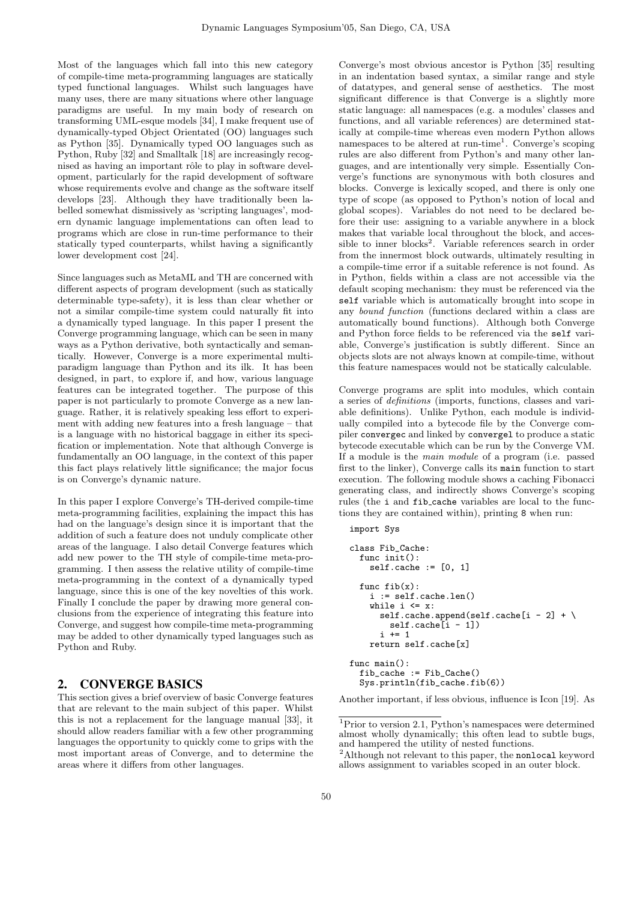Most of the languages which fall into this new category of compile-time meta-programming languages are statically typed functional languages. Whilst such languages have many uses, there are many situations where other language paradigms are useful. In my main body of research on transforming UML-esque models [34], I make frequent use of dynamically-typed Object Orientated (OO) languages such as Python [35]. Dynamically typed OO languages such as Python, Ruby [32] and Smalltalk [18] are increasingly recognised as having an important rôle to play in software development, particularly for the rapid development of software whose requirements evolve and change as the software itself develops [23]. Although they have traditionally been labelled somewhat dismissively as 'scripting languages', modern dynamic language implementations can often lead to programs which are close in run-time performance to their statically typed counterparts, whilst having a significantly lower development cost [24].

Since languages such as MetaML and TH are concerned with different aspects of program development (such as statically determinable type-safety), it is less than clear whether or not a similar compile-time system could naturally fit into a dynamically typed language. In this paper I present the Converge programming language, which can be seen in many ways as a Python derivative, both syntactically and semantically. However, Converge is a more experimental multi-paradigm language than Python and its ilk. It has been designed, in part, to explore if, and how, various language features can be integrated together. The purpose of this paper is not particularly to promote Converge as a new language. Rather, it is relatively speaking less effort to experiment with adding new features into a fresh language – that is a language with no historical baggage in either its specification or implementation. Note that although Converge is fundamentally an OO language, in the context of this paper this fact plays relatively little significance; the major focus is on Converge's dynamic nature.

In this paper I explore Converge's TH-derived compile-time meta-programming facilities, explaining the impact this has had on the language's design since it is important that the addition of such a feature does not unduly complicate other areas of the language. I also detail Converge features which add new power to the TH style of compile-time meta-programming. I then assess the relative utility of compile-time meta-programming in the context of a dynamically typed language, since this is one of the key novelties of this work. Finally I conclude the paper by drawing more general conclusions from the experience of integrating this feature into Converge, and suggest how compile-time meta-programming may be added to other dynamically typed languages such as Python and Ruby.

## 2. CONVERGE BASICS

This section gives a brief overview of basic Converge features that are relevant to the main subject of this paper. Whilst this is not a replacement for the language manual [33], it should allow readers familiar with a few other programming languages the opportunity to quickly come to grips with the most important areas of Converge, and to determine the areas where it differs from other languages.

Converge's most obvious ancestor is Python [35] resulting in an indentation based syntax, a similar range and style of datatypes, and general sense of aesthetics. The most significant difference is that Converge is a slightly more static language: all namespaces (e.g. a modules' classes and functions, and all variable references) are determined statically at compile-time whereas even modern Python allows namespaces to be altered at run-time[1]. Converge's scoping rules are also different from Python's and many other languages, and are intentionally very simple. Essentially Converge's functions are synonymous with both closures and blocks. Converge is lexically scoped, and there is only one type of scope (as opposed to Python's notion of local and global scopes). Variables do not need to be declared before their use: assigning to a variable anywhere in a block makes that variable local throughout the block, and accessible to inner blocks[2]. Variable references search in order from the innermost block outwards, ultimately resulting in a compile-time error if a suitable reference is not found. As in Python, fields within a class are not accessible via the default scoping mechanism: they must be referenced via the `self` variable which is automatically brought into scope in any *bound function* (functions declared within a class are automatically bound functions). Although both Converge and Python force fields to be referenced via the `self` variable, Converge's justification is subtly different. Since an objects slots are not always known at compile-time, without this feature namespaces would not be statically calculable.

Converge programs are split into modules, which contain a series of *definitions* (imports, functions, classes and variable definitions). Unlike Python, each module is individually compiled into a bytecode file by the Converge compiler `convergec` and linked by `convergel` to produce a static bytecode executable which can be run by the Converge VM. If a module is the *main module* of a program (i.e. passed first to the linker), Converge calls its `main` function to start execution. The following module shows a caching Fibonacci generating class, and indirectly shows Converge's scoping rules (the `i` and `fib_cache` variables are local to the functions they are contained within), printing `8` when run:

```
import Sys

class Fib_Cache:
  func init():
    self.cache := [0, 1]

  func fib(x):
    i := self.cache.len()
    while i <= x:
      self.cache.append(self.cache[i - 2] + \
        self.cache[i - 1])
      i += 1
    return self.cache[x]

func main():
  fib_cache := Fib_Cache()
  Sys.println(fib_cache.fib(6))
```

Another important, if less obvious, influence is Icon [19]. As

[1] Prior to version 2.1, Python's namespaces were determined almost wholly dynamically; this often lead to subtle bugs, and hampered the utility of nested functions.

[2] Although not relevant to this paper, the `nonlocal` keyword allows assignment to variables scoped in an outer block.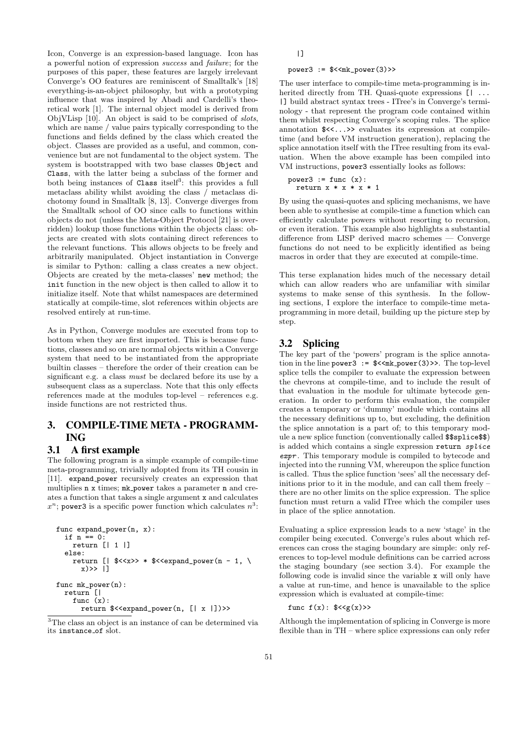Icon, Converge is an expression-based language. Icon has a powerful notion of expression *success* and *failure*; for the purposes of this paper, these features are largely irrelevant Converge's OO features are reminiscent of Smalltalk's [18] everything-is-an-object philosophy, but with a prototyping influence that was inspired by Abadi and Cardelli's theoretical work [1]. The internal object model is derived from ObjVLisp [10]. An object is said to be comprised of *slots*, which are name / value pairs typically corresponding to the functions and fields defined by the class which created the object. Classes are provided as a useful, and common, convenience but are not fundamental to the object system. The system is bootstrapped with two base classes `Object` and `Class`, with the latter being a subclass of the former and both being instances of `Class` itself[3]: this provides a full metaclass ability whilst avoiding the class / metaclass dichotomy found in Smalltalk [8, 13]. Converge diverges from the Smalltalk school of OO since calls to functions within objects do not (unless the Meta-Object Protocol [21] is overridden) lookup those functions within the objects class: objects are created with slots containing direct references to the relevant functions. This allows objects to be freely and arbitrarily manipulated. Object instantiation in Converge is similar to Python: calling a class creates a new object. Objects are created by the meta-classes' `new` method; the `init` function in the new object is then called to allow it to initialize itself. Note that whilst namespaces are determined statically at compile-time, slot references within objects are resolved entirely at run-time.

As in Python, Converge modules are executed from top to bottom when they are first imported. This is because functions, classes and so on are normal objects within a Converge system that need to be instantiated from the appropriate builtin classes – therefore the order of their creation can be significant e.g. a class *must* be declared before its use by a subsequent class as a superclass. Note that this only effects references made at the modules top-level – references e.g. inside functions are not restricted thus.

## 3. COMPILE-TIME META - PROGRAMMING

### 3.1 A first example

The following program is a simple example of compile-time meta-programming, trivially adopted from its TH cousin in [11]. `expand_power` recursively creates an expression that multiplies `n` `x` times; `mk_power` takes a parameter `n` and creates a function that takes a single argument `x` and calculates $x^n$; `power3` is a specific power function which calculates $n^3$:

```
func expand_power(n, x):
  if n == 0:
    return [| 1 |]
  else:
    return [| $<<x>> * $<<expand_power(n - 1, \
      x)>> |]

func mk_power(n):
  return [|
    func (x):
      return $<<expand_power(n, [| x |])>>
  |]

power3 := $<<mk_power(3)>>
```

The user interface to compile-time meta-programming is inherited directly from TH. Quasi-quote expressions `[| ... |]` build abstract syntax trees - ITree's in Converge's terminology - that represent the program code contained within them whilst respecting Converge's scoping rules. The splice annotation `$<<...>>` evaluates its expression at compile-time (and before VM instruction generation), replacing the splice annotation itself with the ITree resulting from its evaluation. When the above example has been compiled into VM instructions, `power3` essentially looks as follows:

```
power3 := func (x):
  return x * x * x * 1
```

By using the quasi-quotes and splicing mechanisms, we have been able to synthesise at compile-time a function which can efficiently calculate powers without resorting to recursion, or even iteration. This example also highlights a substantial difference from LISP derived macro schemes — Converge functions do not need to be explicitly identified as being macros in order that they are executed at compile-time.

This terse explanation hides much of the necessary detail which can allow readers who are unfamiliar with similar systems to make sense of this synthesis. In the following sections, I explore the interface to compile-time meta-programming in more detail, building up the picture step by step.

### 3.2 Splicing

The key part of the 'powers' program is the splice annotation in the line `power3 := $<<mk_power(3)>>`. The top-level splice tells the compiler to evaluate the expression between the chevrons at compile-time, and to include the result of that evaluation in the module for ultimate bytecode generation. In order to perform this evaluation, the compiler creates a temporary or 'dummy' module which contains all the necessary definitions up to, but excluding, the definition the splice annotation is a part of; to this temporary module a new splice function (conventionally called `$$splice$$`) is added which contains a single expression `return` *splice expr*. This temporary module is compiled to bytecode and injected into the running VM, whereupon the splice function is called. Thus the splice function 'sees' all the necessary definitions prior to it in the module, and can call them freely – there are no other limits on the splice expression. The splice function must return a valid ITree which the compiler uses in place of the splice annotation.

Evaluating a splice expression leads to a new 'stage' in the compiler being executed. Converge's rules about which references can cross the staging boundary are simple: only references to top-level module definitions can be carried across the staging boundary (see section 3.4). For example the following code is invalid since the variable `x` will only have a value at run-time, and hence is unavailable to the splice expression which is evaluated at compile-time:

```
func f(x): $<<g(x)>>
```

Although the implementation of splicing in Converge is more flexible than in TH – where splice expressions can only refer

[3] The class an object is an instance of can be determined via its `instance_of` slot.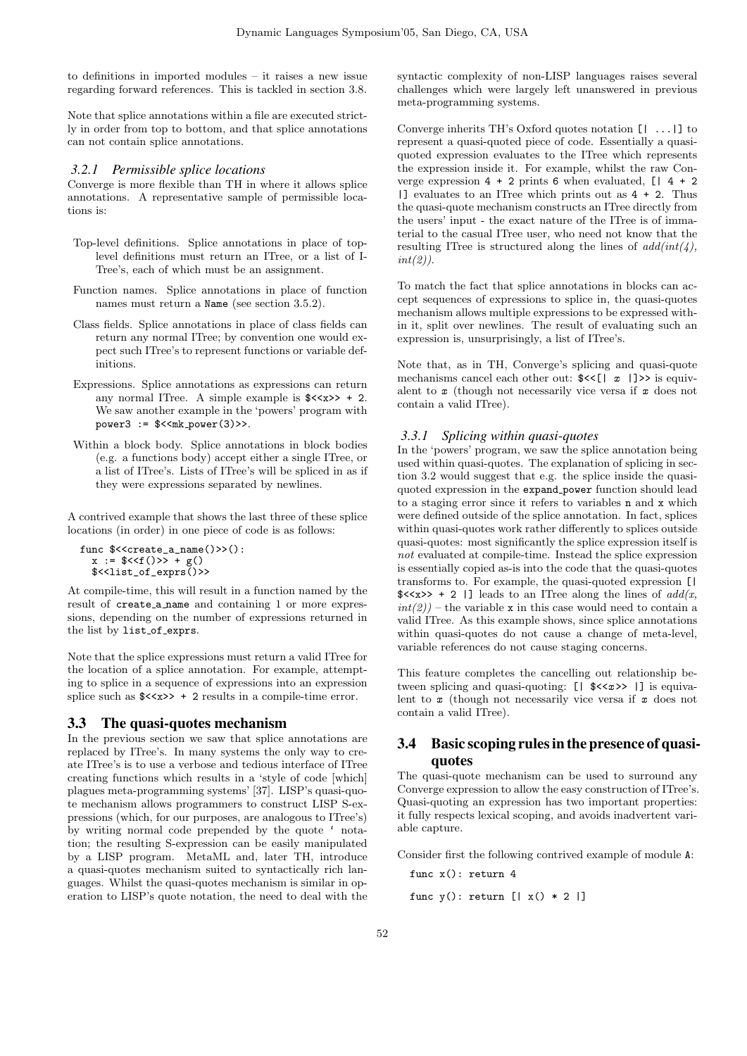to definitions in imported modules – it raises a new issue regarding forward references. This is tackled in section 3.8.

Note that splice annotations within a file are executed strictly in order from top to bottom, and that splice annotations can not contain splice annotations.

#### 3.2.1 Permissible splice locations

Converge is more flexible than TH in where it allows splice annotations. A representative sample of permissible locations is:

- Top-level definitions. Splice annotations in place of top-level definitions must return an ITree, or a list of ITree's, each of which must be an assignment.
- Function names. Splice annotations in place of function names must return a `Name` (see section 3.5.2).
- Class fields. Splice annotations in place of class fields can return any normal ITree; by convention one would expect such ITree's to represent functions or variable definitions.
- Expressions. Splice annotations as expressions can return any normal ITree. A simple example is `$<<x>> + 2`. We saw another example in the 'powers' program with `power3 := $<<mk_power(3)>>`.
- Within a block body. Splice annotations in block bodies (e.g. a functions body) accept either a single ITree, or a list of ITree's. Lists of ITree's will be spliced in as if they were expressions separated by newlines.

A contrived example that shows the last three of these splice locations (in order) in one piece of code is as follows:

```
func $<<create_a_name()>>():
  x := $<<f()>> + g()
  $<<list_of_exprs()>>
```

At compile-time, this will result in a function named by the result of `create_a_name` and containing 1 or more expressions, depending on the number of expressions returned in the list by `list_of_exprs`.

Note that the splice expressions must return a valid ITree for the location of a splice annotation. For example, attempting to splice in a sequence of expressions into an expression splice such as `$<<x>> + 2` results in a compile-time error.

### 3.3 The quasi-quotes mechanism

In the previous section we saw that splice annotations are replaced by ITree's. In many systems the only way to create ITree's is to use a verbose and tedious interface of ITree creating functions which results in a 'style of code [which] plagues meta-programming systems' [37]. LISP's quasi-quote mechanism allows programmers to construct LISP S-expressions (which, for our purposes, are analogous to ITree's) by writing normal code prepended by the quote ' notation; the resulting S-expression can be easily manipulated by a LISP program. MetaML and, later TH, introduce a quasi-quotes mechanism suited to syntactically rich languages. Whilst the quasi-quotes mechanism is similar in operation to LISP's quote notation, the need to deal with the syntactic complexity of non-LISP languages raises several challenges which were largely left unanswered in previous meta-programming systems.

Converge inherits TH's Oxford quotes notation `[| ...|]` to represent a quasi-quoted piece of code. Essentially a quasi-quoted expression evaluates to the ITree which represents the expression inside it. For example, whilst the raw Converge expression `4 + 2` prints `6` when evaluated, `[| 4 + 2 |]` evaluates to an ITree which prints out as `4 + 2`. Thus the quasi-quote mechanism constructs an ITree directly from the users' input - the exact nature of the ITree is of immaterial to the casual ITree user, who need not know that the resulting ITree is structured along the lines of *add(int(4), int(2))*.

To match the fact that splice annotations in blocks can accept sequences of expressions to splice in, the quasi-quotes mechanism allows multiple expressions to be expressed within it, split over newlines. The result of evaluating such an expression is, unsurprisingly, a list of ITree's.

Note that, as in TH, Converge's splicing and quasi-quote mechanisms cancel each other out: `$<<[| x |]>>` is equivalent to *x* (though not necessarily vice versa if *x* does not contain a valid ITree).

#### 3.3.1 Splicing within quasi-quotes

In the 'powers' program, we saw the splice annotation being used within quasi-quotes. The explanation of splicing in section 3.2 would suggest that e.g. the splice inside the quasi-quoted expression in the `expand_power` function should lead to a staging error since it refers to variables `n` and `x` which were defined outside of the splice annotation. In fact, splices within quasi-quotes work rather differently to splices outside quasi-quotes: most significantly the splice expression itself is *not* evaluated at compile-time. Instead the splice expression is essentially copied as-is into the code that the quasi-quotes transforms to. For example, the quasi-quoted expression `[| $<<x>> + 2 |]` leads to an ITree along the lines of *add(x, int(2))* – the variable `x` in this case would need to contain a valid ITree. As this example shows, since splice annotations within quasi-quotes do not cause a change of meta-level, variable references do not cause staging concerns.

This feature completes the cancelling out relationship between splicing and quasi-quoting: `[| $<<x>> |]` is equivalent to *x* (though not necessarily vice versa if *x* does not contain a valid ITree).

### 3.4 Basic scoping rules in the presence of quasi-quotes

The quasi-quote mechanism can be used to surround any Converge expression to allow the easy construction of ITree's. Quasi-quoting an expression has two important properties: it fully respects lexical scoping, and avoids inadvertent variable capture.

Consider first the following contrived example of module `A`:

```
func x(): return 4

func y(): return [| x() * 2 |]
```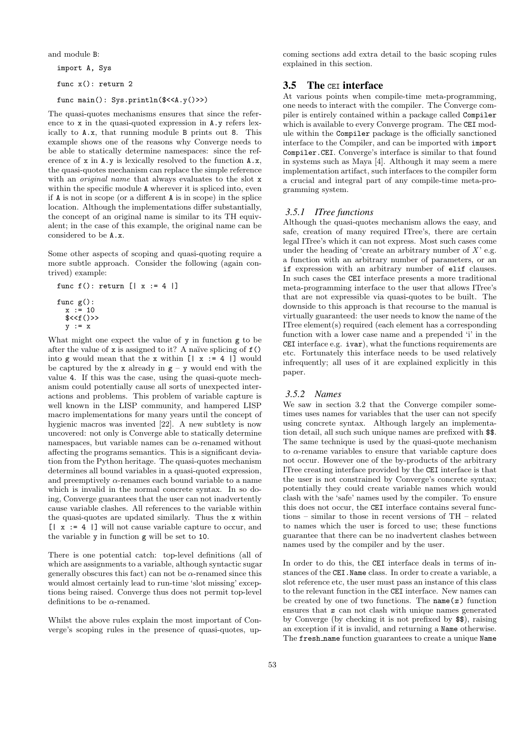and module B:

```
import A, Sys

func x(): return 2

func main(): Sys.println($<<A.y()>>)
```

The quasi-quotes mechanisms ensures that since the reference to x in the quasi-quoted expression in A.y refers lexically to A.x, that running module B prints out 8. This example shows one of the reasons why Converge needs to be able to statically determine namespaces: since the reference of x in A.y is lexically resolved to the function A.x, the quasi-quotes mechanism can replace the simple reference with an *original name* that always evaluates to the slot x within the specific module A wherever it is spliced into, even if A is not in scope (or a different A is in scope) in the splice location. Although the implementations differ substantially, the concept of an original name is similar to its TH equivalent; in the case of this example, the original name can be considered to be A.x.

Some other aspects of scoping and quasi-quoting require a more subtle approach. Consider the following (again contrived) example:

```
func f(): return [| x := 4 |]

func g():
  x := 10
  $<<f()>>
  y := x
```

What might one expect the value of y in function g to be after the value of x is assigned to it? A naïve splicing of f() into g would mean that the x within [| x := 4 |] would be captured by the x already in g – y would end with the value 4. If this was the case, using the quasi-quote mechanism could potentially cause all sorts of unexpected interactions and problems. This problem of variable capture is well known in the LISP community, and hampered LISP macro implementations for many years until the concept of hygienic macros was invented [22]. A new subtlety is now uncovered: not only is Converge able to statically determine namespaces, but variable names can be $\alpha$-renamed without affecting the programs semantics. This is a significant deviation from the Python heritage. The quasi-quotes mechanism determines all bound variables in a quasi-quoted expression, and preemptively $\alpha$-renames each bound variable to a name which is invalid in the normal concrete syntax. In so doing, Converge guarantees that the user can not inadvertently cause variable clashes. All references to the variable within the quasi-quotes are updated similarly. Thus the x within [| x := 4 |] will not cause variable capture to occur, and the variable y in function g will be set to 10.

There is one potential catch: top-level definitions (all of which are assignments to a variable, although syntactic sugar generally obscures this fact) can not be $\alpha$-renamed since this would almost certainly lead to run-time 'slot missing' exceptions being raised. Converge thus does not permit top-level definitions to be $\alpha$-renamed.

Whilst the above rules explain the most important of Converge's scoping rules in the presence of quasi-quotes, upcoming sections add extra detail to the basic scoping rules explained in this section.

## 3.5 The CEI interface

At various points when compile-time meta-programming, one needs to interact with the compiler. The Converge compiler is entirely contained within a package called Compiler which is available to every Converge program. The CEI module within the Compiler package is the officially sanctioned interface to the Compiler, and can be imported with import Compiler.CEI. Converge's interface is similar to that found in systems such as Maya [4]. Although it may seem a mere implementation artifact, such interfaces to the compiler form a crucial and integral part of any compile-time meta-programming system.

### 3.5.1 ITree functions

Although the quasi-quotes mechanism allows the easy, and safe, creation of many required ITree's, there are certain legal ITree's which it can not express. Most such cases come under the heading of 'create an arbitrary number of $X$' e.g. a function with an arbitrary number of parameters, or an if expression with an arbitrary number of elif clauses. In such cases the CEI interface presents a more traditional meta-programming interface to the user that allows ITree's that are not expressible via quasi-quotes to be built. The downside to this approach is that recourse to the manual is virtually guaranteed: the user needs to know the name of the ITree element(s) required (each element has a corresponding function with a lower case name and a prepended 'i' in the CEI interface e.g. ivar), what the functions requirements are etc. Fortunately this interface needs to be used relatively infrequently; all uses of it are explained explicitly in this paper.

### 3.5.2 Names

We saw in section 3.2 that the Converge compiler sometimes uses names for variables that the user can not specify using concrete syntax. Although largely an implementation detail, all such such unique names are prefixed with $$. The same technique is used by the quasi-quote mechanism to $\alpha$-rename variables to ensure that variable capture does not occur. However one of the by-products of the arbitrary ITree creating interface provided by the CEI interface is that the user is not constrained by Converge's concrete syntax; potentially they could create variable names which would clash with the 'safe' names used by the compiler. To ensure this does not occur, the CEI interface contains several functions – similar to those in recent versions of TH – related to names which the user is forced to use; these functions guarantee that there can be no inadvertent clashes between names used by the compiler and by the user.

In order to do this, the CEI interface deals in terms of instances of the CEI.Name class. In order to create a variable, a slot reference etc, the user must pass an instance of this class to the relevant function in the CEI interface. New names can be created by one of two functions. The name($x$) function ensures that $x$ can not clash with unique names generated by Converge (by checking it is not prefixed by $$), raising an exception if it is invalid, and returning a Name otherwise. The fresh_name function guarantees to create a unique Name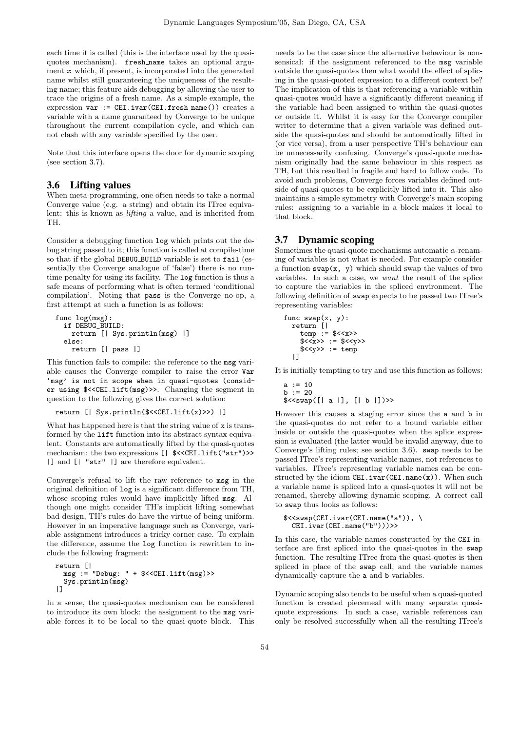each time it is called (this is the interface used by the quasi-quotes mechanism). `fresh_name` takes an optional argument *x* which, if present, is incorporated into the generated name whilst still guaranteeing the uniqueness of the resulting name; this feature aids debugging by allowing the user to trace the origins of a fresh name. As a simple example, the expression `var := CEI.ivar(CEI.fresh_name())` creates a variable with a name guaranteed by Converge to be unique throughout the current compilation cycle, and which can not clash with any variable specified by the user.

Note that this interface opens the door for dynamic scoping (see section 3.7).

## 3.6 Lifting values

When meta-programming, one often needs to take a normal Converge value (e.g. a string) and obtain its ITree equivalent: this is known as *lifting* a value, and is inherited from TH.

Consider a debugging function `log` which prints out the debug string passed to it; this function is called at compile-time so that if the global `DEBUG_BUILD` variable is set to `fail` (essentially the Converge analogue of 'false') there is no runtime penalty for using its facility. The `log` function is thus a safe means of performing what is often termed 'conditional compilation'. Noting that `pass` is the Converge no-op, a first attempt at such a function is as follows:

```
func log(msg):
  if DEBUG_BUILD:
    return [| Sys.println(msg) |]
  else:
    return [| pass |]
```

This function fails to compile: the reference to the `msg` variable causes the Converge compiler to raise the error `Var 'msg' is not in scope when in quasi-quotes (consider using $<<CEI.lift(msg)>>`. Changing the segment in question to the following gives the correct solution:

```
return [| Sys.println($<<CEI.lift(x)>>) |]
```

What has happened here is that the string value of `x` is transformed by the `lift` function into its abstract syntax equivalent. Constants are automatically lifted by the quasi-quotes mechanism: the two expressions `[| $<<CEI.lift("str")>> |]` and `[| "str" |]` are therefore equivalent.

Converge's refusal to lift the raw reference to `msg` in the original definition of `log` is a significant difference from TH, whose scoping rules would have implicitly lifted `msg`. Although one might consider TH's implicit lifting somewhat bad design, TH's rules do have the virtue of being uniform. However in an imperative language such as Converge, variable assignment introduces a tricky corner case. To explain the difference, assume the `log` function is rewritten to include the following fragment:

```
return [|
  msg := "Debug: " + $<<CEI.lift(msg)>>
  Sys.println(msg)
|]
```

In a sense, the quasi-quotes mechanism can be considered to introduce its own block: the assignment to the `msg` variable forces it to be local to the quasi-quote block. This needs to be the case since the alternative behaviour is nonsensical: if the assignment referenced to the `msg` variable outside the quasi-quotes then what would the effect of splicing in the quasi-quoted expression to a different context be? The implication of this is that referencing a variable within quasi-quotes would have a significantly different meaning if the variable had been assigned to within the quasi-quotes or outside it. Whilst it is easy for the Converge compiler writer to determine that a given variable was defined outside the quasi-quotes and should be automatically lifted in (or vice versa), from a user perspective TH's behaviour can be unnecessarily confusing. Converge's quasi-quote mechanism originally had the same behaviour in this respect as TH, but this resulted in fragile and hard to follow code. To avoid such problems, Converge forces variables defined outside of quasi-quotes to be explicitly lifted into it. This also maintains a simple symmetry with Converge's main scoping rules: assigning to a variable in a block makes it local to that block.

## 3.7 Dynamic scoping

Sometimes the quasi-quote mechanisms automatic $\alpha$-renaming of variables is not what is needed. For example consider a function `swap(x, y)` which should swap the values of two variables. In such a case, we *want* the result of the splice to capture the variables in the spliced environment. The following definition of `swap` expects to be passed two ITree's representing variables:

```
func swap(x, y):
  return [|
    temp := $<<x>>
    $<<x>> := $<<y>>
    $<<y>> := temp
  |]
```

It is initially tempting to try and use this function as follows:

```
a := 10
b := 20
$<<swap([| a |], [| b |])>>
```

However this causes a staging error since the `a` and `b` in the quasi-quotes do not refer to a bound variable either inside or outside the quasi-quotes when the splice expression is evaluated (the latter would be invalid anyway, due to Converge's lifting rules; see section 3.6). `swap` needs to be passed ITree's representing variable names, not references to variables. ITree's representing variable names can be constructed by the idiom `CEI.ivar(CEI.name(x))`. When such a variable name is spliced into a quasi-quotes it will not be renamed, thereby allowing dynamic scoping. A correct call to `swap` thus looks as follows:

```
$<<swap(CEI.ivar(CEI.name("a")), \
  CEI.ivar(CEI.name("b")))>>
```

In this case, the variable names constructed by the `CEI` interface are first spliced into the quasi-quotes in the `swap` function. The resulting ITree from the quasi-quotes is then spliced in place of the `swap` call, and the variable names dynamically capture the `a` and `b` variables.

Dynamic scoping also tends to be useful when a quasi-quoted function is created piecemeal with many separate quasi-quote expressions. In such a case, variable references can only be resolved successfully when all the resulting ITree's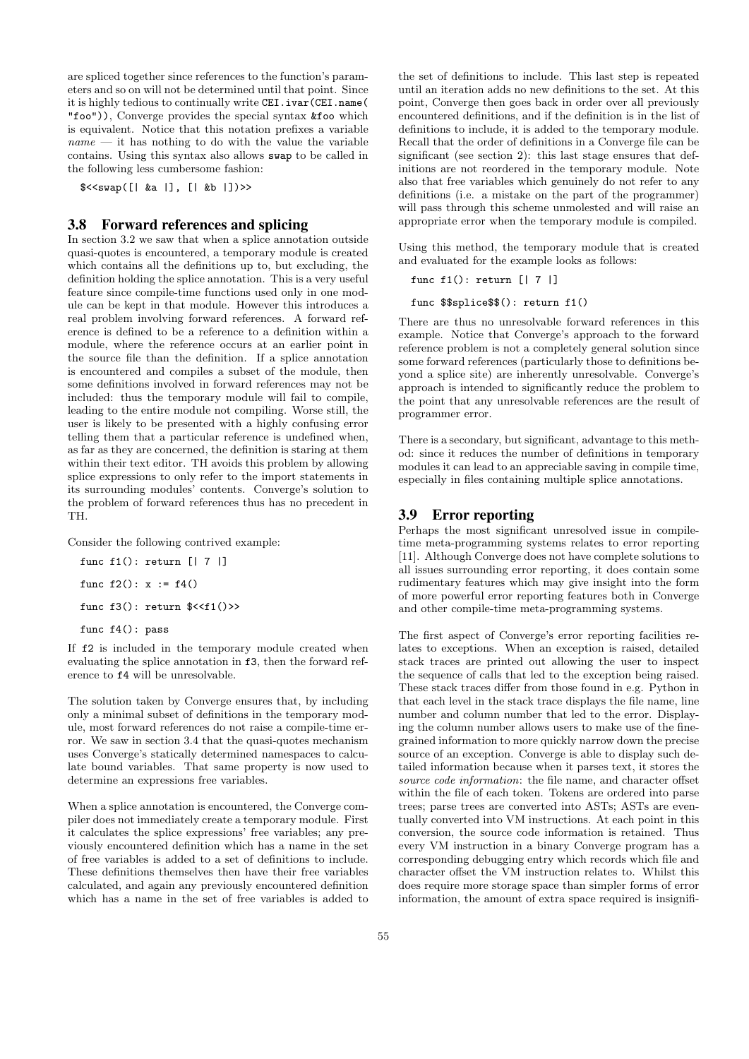are spliced together since references to the function's parameters and so on will not be determined until that point. Since it is highly tedious to continually write `CEI.ivar(CEI.name("foo"))`, Converge provides the special syntax `&foo` which is equivalent. Notice that this notation prefixes a variable *name* — it has nothing to do with the value the variable contains. Using this syntax also allows `swap` to be called in the following less cumbersome fashion:

```
$<<swap([| &a |], [| &b |])>>
```

## 3.8 Forward references and splicing

In section 3.2 we saw that when a splice annotation outside quasi-quotes is encountered, a temporary module is created which contains all the definitions up to, but excluding, the definition holding the splice annotation. This is a very useful feature since compile-time functions used only in one module can be kept in that module. However this introduces a real problem involving forward references. A forward reference is defined to be a reference to a definition within a module, where the reference occurs at an earlier point in the source file than the definition. If a splice annotation is encountered and compiles a subset of the module, then some definitions involved in forward references may not be included: thus the temporary module will fail to compile, leading to the entire module not compiling. Worse still, the user is likely to be presented with a highly confusing error telling them that a particular reference is undefined when, as far as they are concerned, the definition is staring at them within their text editor. TH avoids this problem by allowing splice expressions to only refer to the import statements in its surrounding modules' contents. Converge's solution to the problem of forward references thus has no precedent in TH.

Consider the following contrived example:

```
func f1(): return [| 7 |]

func f2(): x := f4()

func f3(): return $<<f1()>>

func f4(): pass
```

If `f2` is included in the temporary module created when evaluating the splice annotation in `f3`, then the forward reference to `f4` will be unresolvable.

The solution taken by Converge ensures that, by including only a minimal subset of definitions in the temporary module, most forward references do not raise a compile-time error. We saw in section 3.4 that the quasi-quotes mechanism uses Converge's statically determined namespaces to calculate bound variables. That same property is now used to determine an expressions free variables.

When a splice annotation is encountered, the Converge compiler does not immediately create a temporary module. First it calculates the splice expressions' free variables; any previously encountered definition which has a name in the set of free variables is added to a set of definitions to include. These definitions themselves then have their free variables calculated, and again any previously encountered definition which has a name in the set of free variables is added to the set of definitions to include. This last step is repeated until an iteration adds no new definitions to the set. At this point, Converge then goes back in order over all previously encountered definitions, and if the definition is in the list of definitions to include, it is added to the temporary module. Recall that the order of definitions in a Converge file can be significant (see section 2): this last stage ensures that definitions are not reordered in the temporary module. Note also that free variables which genuinely do not refer to any definitions (i.e. a mistake on the part of the programmer) will pass through this scheme unmolested and will raise an appropriate error when the temporary module is compiled.

Using this method, the temporary module that is created and evaluated for the example looks as follows:

```
func f1(): return [| 7 |]

func $$splice$$(): return f1()
```

There are thus no unresolvable forward references in this example. Notice that Converge's approach to the forward reference problem is not a completely general solution since some forward references (particularly those to definitions beyond a splice site) are inherently unresolvable. Converge's approach is intended to significantly reduce the problem to the point that any unresolvable references are the result of programmer error.

There is a secondary, but significant, advantage to this method: since it reduces the number of definitions in temporary modules it can lead to an appreciable saving in compile time, especially in files containing multiple splice annotations.

## 3.9 Error reporting

Perhaps the most significant unresolved issue in compile-time meta-programming systems relates to error reporting [11]. Although Converge does not have complete solutions to all issues surrounding error reporting, it does contain some rudimentary features which may give insight into the form of more powerful error reporting features both in Converge and other compile-time meta-programming systems.

The first aspect of Converge's error reporting facilities relates to exceptions. When an exception is raised, detailed stack traces are printed out allowing the user to inspect the sequence of calls that led to the exception being raised. These stack traces differ from those found in e.g. Python in that each level in the stack trace displays the file name, line number and column number that led to the error. Displaying the column number allows users to make use of the fine-grained information to more quickly narrow down the precise source of an exception. Converge is able to display such detailed information because when it parses text, it stores the *source code information*: the file name, and character offset within the file of each token. Tokens are ordered into parse trees; parse trees are converted into ASTs; ASTs are eventually converted into VM instructions. At each point in this conversion, the source code information is retained. Thus every VM instruction in a binary Converge program has a corresponding debugging entry which records which file and character offset the VM instruction relates to. Whilst this does require more storage space than simpler forms of error information, the amount of extra space required is insignifi-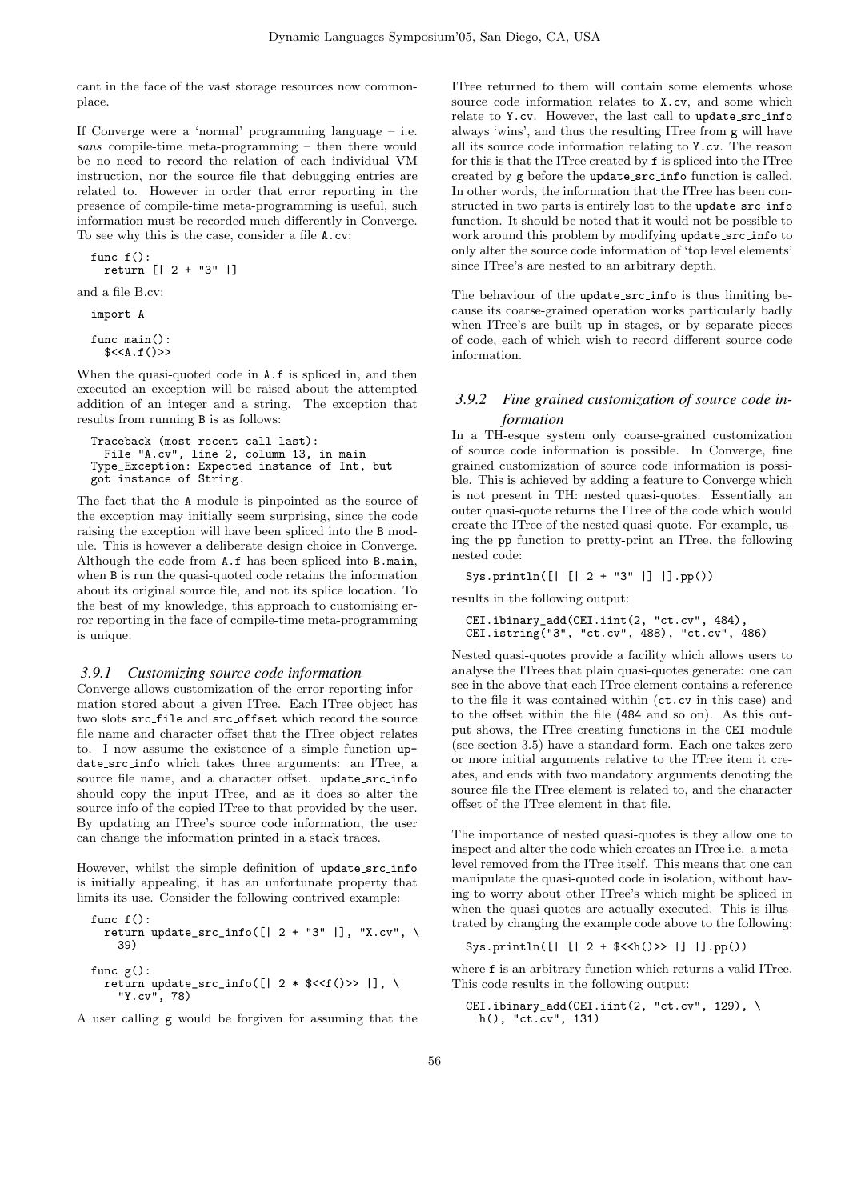cant in the face of the vast storage resources now commonplace.

If Converge were a 'normal' programming language – i.e. *sans* compile-time meta-programming – then there would be no need to record the relation of each individual VM instruction, nor the source file that debugging entries are related to. However in order that error reporting in the presence of compile-time meta-programming is useful, such information must be recorded much differently in Converge. To see why this is the case, consider a file `A.cv`:

```
func f():
  return [| 2 + "3" |]
```

and a file B.cv:

```
import A

func main():
  $<<A.f()>>
```

When the quasi-quoted code in `A.f` is spliced in, and then executed an exception will be raised about the attempted addition of an integer and a string. The exception that results from running `B` is as follows:

```
Traceback (most recent call last):
  File "A.cv", line 2, column 13, in main
Type_Exception: Expected instance of Int, but
got instance of String.
```

The fact that the `A` module is pinpointed as the source of the exception may initially seem surprising, since the code raising the exception will have been spliced into the `B` module. This is however a deliberate design choice in Converge. Although the code from `A.f` has been spliced into `B.main`, when `B` is run the quasi-quoted code retains the information about its original source file, and not its splice location. To the best of my knowledge, this approach to customising error reporting in the face of compile-time meta-programming is unique.

### 3.9.1 Customizing source code information

Converge allows customization of the error-reporting information stored about a given ITree. Each ITree object has two slots `src_file` and `src_offset` which record the source file name and character offset that the ITree object relates to. I now assume the existence of a simple function `update_src_info` which takes three arguments: an ITree, a source file name, and a character offset. `update_src_info` should copy the input ITree, and as it does so alter the source info of the copied ITree to that provided by the user. By updating an ITree's source code information, the user can change the information printed in a stack traces.

However, whilst the simple definition of `update_src_info` is initially appealing, it has an unfortunate property that limits its use. Consider the following contrived example:

```
func f():
  return update_src_info([| 2 + "3" |], "X.cv", \
    39)

func g():
  return update_src_info([| 2 * $<<f()>> |], \
    "Y.cv", 78)
```

A user calling `g` would be forgiven for assuming that the ITree returned to them will contain some elements whose source code information relates to `X.cv`, and some which relate to `Y.cv`. However, the last call to `update_src_info` always 'wins', and thus the resulting ITree from `g` will have all its source code information relating to `Y.cv`. The reason for this is that the ITree created by `f` is spliced into the ITree created by `g` before the `update_src_info` function is called. In other words, the information that the ITree has been constructed in two parts is entirely lost to the `update_src_info` function. It should be noted that it would not be possible to work around this problem by modifying `update_src_info` to only alter the source code information of 'top level elements' since ITree's are nested to an arbitrary depth.

The behaviour of the `update_src_info` is thus limiting because its coarse-grained operation works particularly badly when ITree's are built up in stages, or by separate pieces of code, each of which wish to record different source code information.

### 3.9.2 Fine grained customization of source code information

In a TH-esque system only coarse-grained customization of source code information is possible. In Converge, fine grained customization of source code information is possible. This is achieved by adding a feature to Converge which is not present in TH: nested quasi-quotes. Essentially an outer quasi-quote returns the ITree of the code which would create the ITree of the nested quasi-quote. For example, using the `pp` function to pretty-print an ITree, the following nested code:

```
Sys.println([| [| 2 + "3" |] |].pp())
```

results in the following output:

```
CEI.ibinary_add(CEI.iint(2, "ct.cv", 484),
CEI.istring("3", "ct.cv", 488), "ct.cv", 486)
```

Nested quasi-quotes provide a facility which allows users to analyse the ITrees that plain quasi-quotes generate: one can see in the above that each ITree element contains a reference to the file it was contained within (`ct.cv` in this case) and to the offset within the file (484 and so on). As this output shows, the ITree creating functions in the `CEI` module (see section 3.5) have a standard form. Each one takes zero or more initial arguments relative to the ITree item it creates, and ends with two mandatory arguments denoting the source file the ITree element is related to, and the character offset of the ITree element in that file.

The importance of nested quasi-quotes is they allow one to inspect and alter the code which creates an ITree i.e. a meta-level removed from the ITree itself. This means that one can manipulate the quasi-quoted code in isolation, without having to worry about other ITree's which might be spliced in when the quasi-quotes are actually executed. This is illustrated by changing the example code above to the following:

```
Sys.println([| [| 2 + $<<h()>> |] |].pp())
```

where `f` is an arbitrary function which returns a valid ITree. This code results in the following output:

```
CEI.ibinary_add(CEI.iint(2, "ct.cv", 129), \
  h(), "ct.cv", 131)
```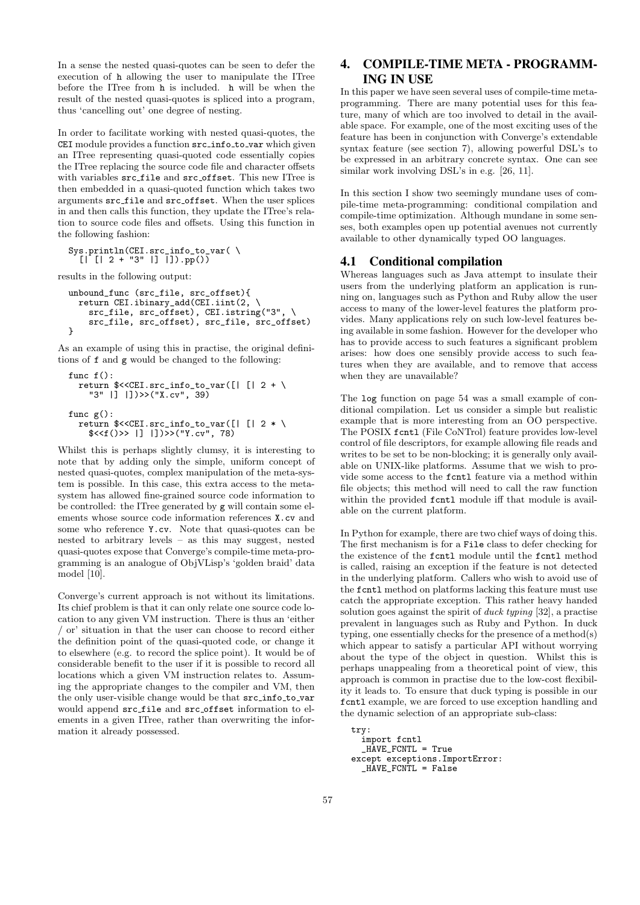In a sense the nested quasi-quotes can be seen to defer the execution of h allowing the user to manipulate the ITree before the ITree from h is included. h will be when the result of the nested quasi-quotes is spliced into a program, thus 'cancelling out' one degree of nesting.

In order to facilitate working with nested quasi-quotes, the CEI module provides a function src_info_to_var which given an ITree representing quasi-quoted code essentially copies the ITree replacing the source code file and character offsets with variables src_file and src_offset. This new ITree is then embedded in a quasi-quoted function which takes two arguments src_file and src_offset. When the user splices in and then calls this function, they update the ITree's relation to source code files and offsets. Using this function in the following fashion:

```
Sys.println(CEI.src_info_to_var( \
  [| [| 2 + "3" |] |]).pp())
```

results in the following output:

```
unbound_func (src_file, src_offset){
  return CEI.ibinary_add(CEI.iint(2, \
    src_file, src_offset), CEI.istring("3", \
    src_file, src_offset), src_file, src_offset)
}
```

As an example of using this in practise, the original definitions of f and g would be changed to the following:

```
func f():
  return $<<CEI.src_info_to_var([| [| 2 + \
    "3" |] |])>>("X.cv", 39)

func g():
  return $<<CEI.src_info_to_var([| [| 2 * \
    $<<f()>> |] |])>>("Y.cv", 78)
```

Whilst this is perhaps slightly clumsy, it is interesting to note that by adding only the simple, uniform concept of nested quasi-quotes, complex manipulation of the meta-system is possible. In this case, this extra access to the meta-system has allowed fine-grained source code information to be controlled: the ITree generated by g will contain some elements whose source code information references X.cv and some who reference Y.cv. Note that quasi-quotes can be nested to arbitrary levels – as this may suggest, nested quasi-quotes expose that Converge's compile-time meta-programming is an analogue of ObjVLisp's 'golden braid' data model [10].

Converge's current approach is not without its limitations. Its chief problem is that it can only relate one source code location to any given VM instruction. There is thus an 'either / or' situation in that the user can choose to record either the definition point of the quasi-quoted code, or change it to elsewhere (e.g. to record the splice point). It would be of considerable benefit to the user if it is possible to record all locations which a given VM instruction relates to. Assuming the appropriate changes to the compiler and VM, then the only user-visible change would be that src_info_to_var would append src_file and src_offset information to elements in a given ITree, rather than overwriting the information it already possessed.

# 4. COMPILE-TIME META - PROGRAMMING IN USE

In this paper we have seen several uses of compile-time meta-programming. There are many potential uses for this feature, many of which are too involved to detail in the available space. For example, one of the most exciting uses of the feature has been in conjunction with Converge's extendable syntax feature (see section 7), allowing powerful DSL's to be expressed in an arbitrary concrete syntax. One can see similar work involving DSL's in e.g. [26, 11].

In this section I show two seemingly mundane uses of compile-time meta-programming: conditional compilation and compile-time optimization. Although mundane in some senses, both examples open up potential avenues not currently available to other dynamically typed OO languages.

## 4.1 Conditional compilation

Whereas languages such as Java attempt to insulate their users from the underlying platform an application is running on, languages such as Python and Ruby allow the user access to many of the lower-level features the platform provides. Many applications rely on such low-level features being available in some fashion. However for the developer who has to provide access to such features a significant problem arises: how does one sensibly provide access to such features when they are available, and to remove that access when they are unavailable?

The log function on page 54 was a small example of conditional compilation. Let us consider a simple but realistic example that is more interesting from an OO perspective. The POSIX fcntl (File CoNTrol) feature provides low-level control of file descriptors, for example allowing file reads and writes to be set to be non-blocking; it is generally only available on UNIX-like platforms. Assume that we wish to provide some access to the fcntl feature via a method within file objects; this method will need to call the raw function within the provided fcntl module iff that module is available on the current platform.

In Python for example, there are two chief ways of doing this. The first mechanism is for a File class to defer checking for the existence of the fcntl module until the fcntl method is called, raising an exception if the feature is not detected in the underlying platform. Callers who wish to avoid use of the fcntl method on platforms lacking this feature must use catch the appropriate exception. This rather heavy handed solution goes against the spirit of *duck typing* [32], a practise prevalent in languages such as Ruby and Python. In duck typing, one essentially checks for the presence of a method(s) which appear to satisfy a particular API without worrying about the type of the object in question. Whilst this is perhaps unappealing from a theoretical point of view, this approach is common in practise due to the low-cost flexibility it leads to. To ensure that duck typing is possible in our fcntl example, we are forced to use exception handling and the dynamic selection of an appropriate sub-class:

```
try:
  import fcntl
  _HAVE_FCNTL = True
except exceptions.ImportError:
  _HAVE_FCNTL = False
```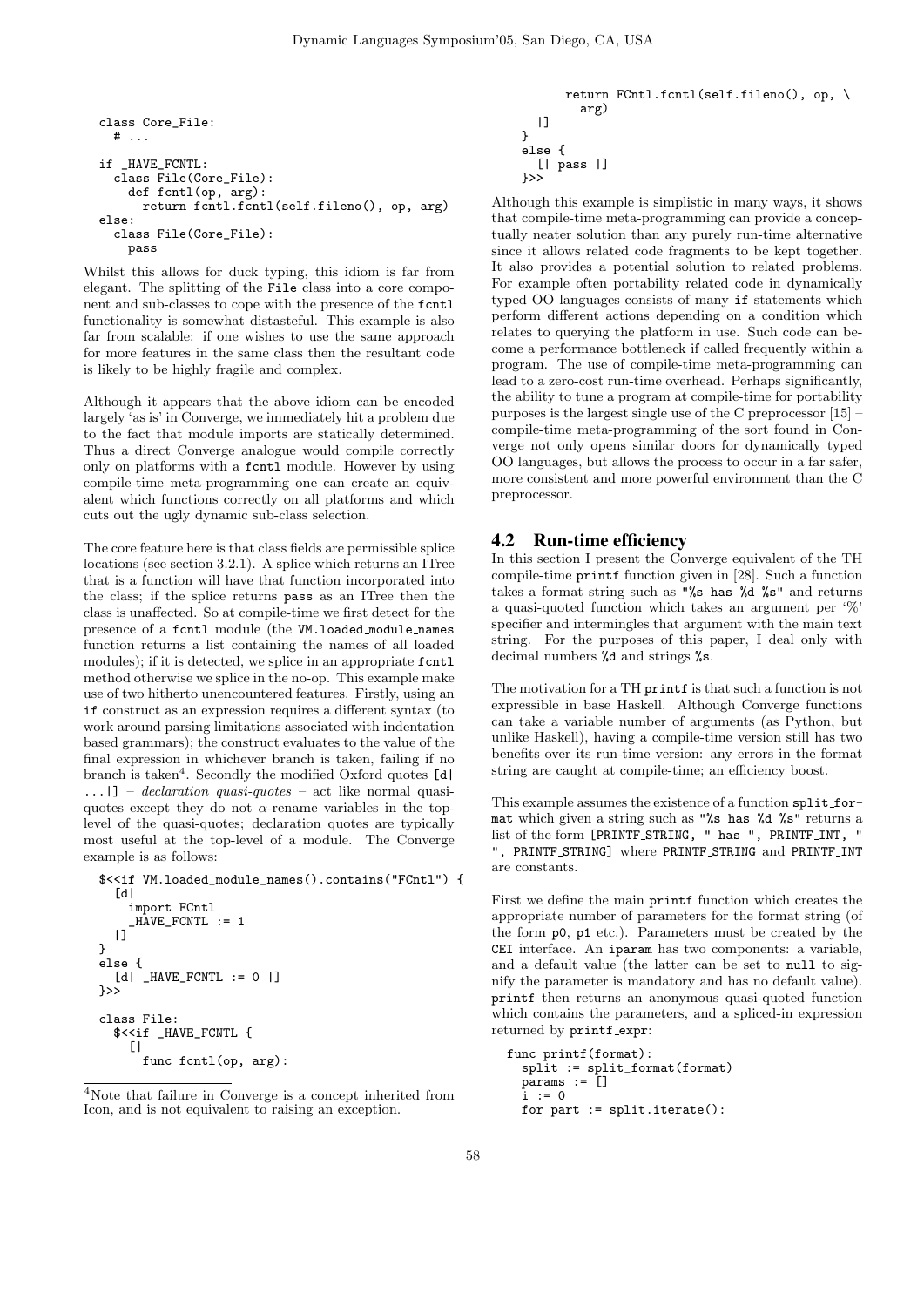```
class Core_File:
  # ...

if _HAVE_FCNTL:
  class File(Core_File):
    def fcntl(op, arg):
      return fcntl.fcntl(self.fileno(), op, arg)
else:
  class File(Core_File):
    pass
```

Whilst this allows for duck typing, this idiom is far from elegant. The splitting of the File class into a core component and sub-classes to cope with the presence of the fcntl functionality is somewhat distasteful. This example is also far from scalable: if one wishes to use the same approach for more features in the same class then the resultant code is likely to be highly fragile and complex.

Although it appears that the above idiom can be encoded largely 'as is' in Converge, we immediately hit a problem due to the fact that module imports are statically determined. Thus a direct Converge analogue would compile correctly only on platforms with a fcntl module. However by using compile-time meta-programming one can create an equivalent which functions correctly on all platforms and which cuts out the ugly dynamic sub-class selection.

The core feature here is that class fields are permissible splice locations (see section 3.2.1). A splice which returns an ITree that is a function will have that function incorporated into the class; if the splice returns pass as an ITree then the class is unaffected. So at compile-time we first detect for the presence of a fcntl module (the VM.loaded_module_names function returns a list containing the names of all loaded modules); if it is detected, we splice in an appropriate fcntl method otherwise we splice in the no-op. This example make use of two hitherto unencountered features. Firstly, using an if construct as an expression requires a different syntax (to work around parsing limitations associated with indentation based grammars); the construct evaluates to the value of the final expression in whichever branch is taken, failing if no branch is taken[4]. Secondly the modified Oxford quotes [d| ...|] – *declaration quasi-quotes* – act like normal quasi-quotes except they do not α-rename variables in the top-level of the quasi-quotes; declaration quotes are typically most useful at the top-level of a module. The Converge example is as follows:

```
$<<if VM.loaded_module_names().contains("FCntl") {
  [d|
    import FCntl
    _HAVE_FCNTL := 1
  |]
}
else {
  [d| _HAVE_FCNTL := 0 |]
}>>

class File:
  $<<if _HAVE_FCNTL {
    [|
      func fcntl(op, arg):
        return FCntl.fcntl(self.fileno(), op, \
          arg)
    |]
  }
  else {
    [| pass |]
  }>>
```

Although this example is simplistic in many ways, it shows that compile-time meta-programming can provide a conceptually neater solution than any purely run-time alternative since it allows related code fragments to be kept together. It also provides a potential solution to related problems. For example often portability related code in dynamically typed OO languages consists of many if statements which perform different actions depending on a condition which relates to querying the platform in use. Such code can become a performance bottleneck if called frequently within a program. The use of compile-time meta-programming can lead to a zero-cost run-time overhead. Perhaps significantly, the ability to tune a program at compile-time for portability purposes is the largest single use of the C preprocessor [15] – compile-time meta-programming of the sort found in Converge not only opens similar doors for dynamically typed OO languages, but allows the process to occur in a far safer, more consistent and more powerful environment than the C preprocessor.

## 4.2 Run-time efficiency

In this section I present the Converge equivalent of the TH compile-time printf function given in [28]. Such a function takes a format string such as "%s has %d %s" and returns a quasi-quoted function which takes an argument per '%' specifier and intermingles that argument with the main text string. For the purposes of this paper, I deal only with decimal numbers %d and strings %s.

The motivation for a TH printf is that such a function is not expressible in base Haskell. Although Converge functions can take a variable number of arguments (as Python, but unlike Haskell), having a compile-time version still has two benefits over its run-time version: any errors in the format string are caught at compile-time; an efficiency boost.

This example assumes the existence of a function split_format which given a string such as "%s has %d %s" returns a list of the form [PRINTF_STRING, " has ", PRINTF_INT, " ", PRINTF_STRING] where PRINTF_STRING and PRINTF_INT are constants.

First we define the main printf function which creates the appropriate number of parameters for the format string (of the form p0, p1 etc.). Parameters must be created by the CEI interface. An iparam has two components: a variable, and a default value (the latter can be set to null to signify the parameter is mandatory and has no default value). printf then returns an anonymous quasi-quoted function which contains the parameters, and a spliced-in expression returned by printf_expr:

```
func printf(format):
  split := split_format(format)
  params := []
  i := 0
  for part := split.iterate():
```

[4] Note that failure in Converge is a concept inherited from Icon, and is not equivalent to raising an exception.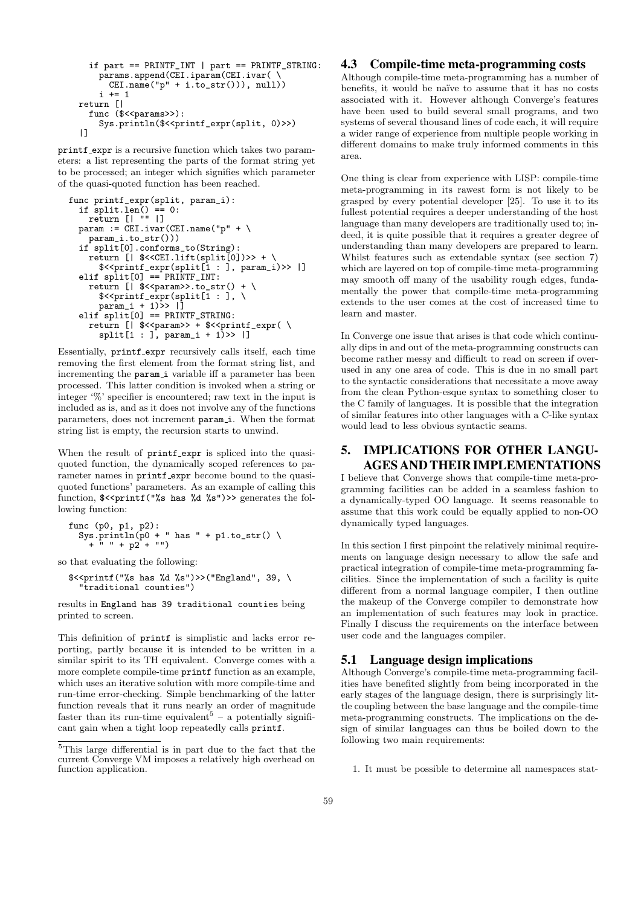```
    if part == PRINTF_INT | part == PRINTF_STRING:
      params.append(CEI.iparam(CEI.ivar( \
        CEI.name("p" + i.to_str())), null))
      i += 1
  return [|
    func ($<<params>>):
      Sys.println($<<printf_expr(split, 0)>>)
  |]
```

printf_expr is a recursive function which takes two parameters: a list representing the parts of the format string yet to be processed; an integer which signifies which parameter of the quasi-quoted function has been reached.

```
func printf_expr(split, param_i):
  if split.len() == 0:
    return [| "" |]
  param := CEI.ivar(CEI.name("p" + \
    param_i.to_str()))
  if split[0].conforms_to(String):
    return [| $<<CEI.lift(split[0])>> + \
      $<<printf_expr(split[1 : ], param_i)>> |]
  elif split[0] == PRINTF_INT:
    return [| $<<param>>.to_str() + \
      $<<printf_expr(split[1 : ], \
      param_i + 1)>> |]
  elif split[0] == PRINTF_STRING:
    return [| $<<param>> + $<<printf_expr( \
      split[1 : ], param_i + 1)>> |]
```

Essentially, printf_expr recursively calls itself, each time removing the first element from the format string list, and incrementing the param_i variable iff a parameter has been processed. This latter condition is invoked when a string or integer '%' specifier is encountered; raw text in the input is included as is, and as it does not involve any of the functions parameters, does not increment param_i. When the format string list is empty, the recursion starts to unwind.

When the result of printf_expr is spliced into the quasi-quoted function, the dynamically scoped references to parameter names in printf_expr become bound to the quasi-quoted functions' parameters. As an example of calling this function, `$<<printf("%s has %d %s")>>` generates the following function:

```
func (p0, p1, p2):
  Sys.println(p0 + " has " + p1.to_str() \
    + " " + p2 + "")
```

so that evaluating the following:

```
$<<printf("%s has %d %s")>>("England", 39, \
  "traditional counties")
```

results in `England has 39 traditional counties` being printed to screen.

This definition of printf is simplistic and lacks error reporting, partly because it is intended to be written in a similar spirit to its TH equivalent. Converge comes with a more complete compile-time printf function as an example, which uses an iterative solution with more compile-time and run-time error-checking. Simple benchmarking of the latter function reveals that it runs nearly an order of magnitude faster than its run-time equivalent[5] – a potentially significant gain when a tight loop repeatedly calls printf.

[5] This large differential is in part due to the fact that the current Converge VM imposes a relatively high overhead on function application.

## 4.3 Compile-time meta-programming costs

Although compile-time meta-programming has a number of benefits, it would be naïve to assume that it has no costs associated with it. However although Converge's features have been used to build several small programs, and two systems of several thousand lines of code each, it will require a wider range of experience from multiple people working in different domains to make truly informed comments in this area.

One thing is clear from experience with LISP: compile-time meta-programming in its rawest form is not likely to be grasped by every potential developer [25]. To use it to its fullest potential requires a deeper understanding of the host language than many developers are traditionally used to; indeed, it is quite possible that it requires a greater degree of understanding than many developers are prepared to learn. Whilst features such as extendable syntax (see section 7) which are layered on top of compile-time meta-programming may smooth off many of the usability rough edges, fundamentally the power that compile-time meta-programming extends to the user comes at the cost of increased time to learn and master.

In Converge one issue that arises is that code which continually dips in and out of the meta-programming constructs can become rather messy and difficult to read on screen if overused in any one area of code. This is due in no small part to the syntactic considerations that necessitate a move away from the clean Python-esque syntax to something closer to the C family of languages. It is possible that the integration of similar features into other languages with a C-like syntax would lead to less obvious syntactic seams.

# 5. IMPLICATIONS FOR OTHER LANGUAGES AND THEIR IMPLEMENTATIONS

I believe that Converge shows that compile-time meta-programming facilities can be added in a seamless fashion to a dynamically-typed OO language. It seems reasonable to assume that this work could be equally applied to non-OO dynamically typed languages.

In this section I first pinpoint the relatively minimal requirements on language design necessary to allow the safe and practical integration of compile-time meta-programming facilities. Since the implementation of such a facility is quite different from a normal language compiler, I then outline the makeup of the Converge compiler to demonstrate how an implementation of such features may look in practice. Finally I discuss the requirements on the interface between user code and the languages compiler.

## 5.1 Language design implications

Although Converge's compile-time meta-programming facilities have benefited slightly from being incorporated in the early stages of the language design, there is surprisingly little coupling between the base language and the compile-time meta-programming constructs. The implications on the design of similar languages can thus be boiled down to the following two main requirements:

1. It must be possible to determine all namespaces stat-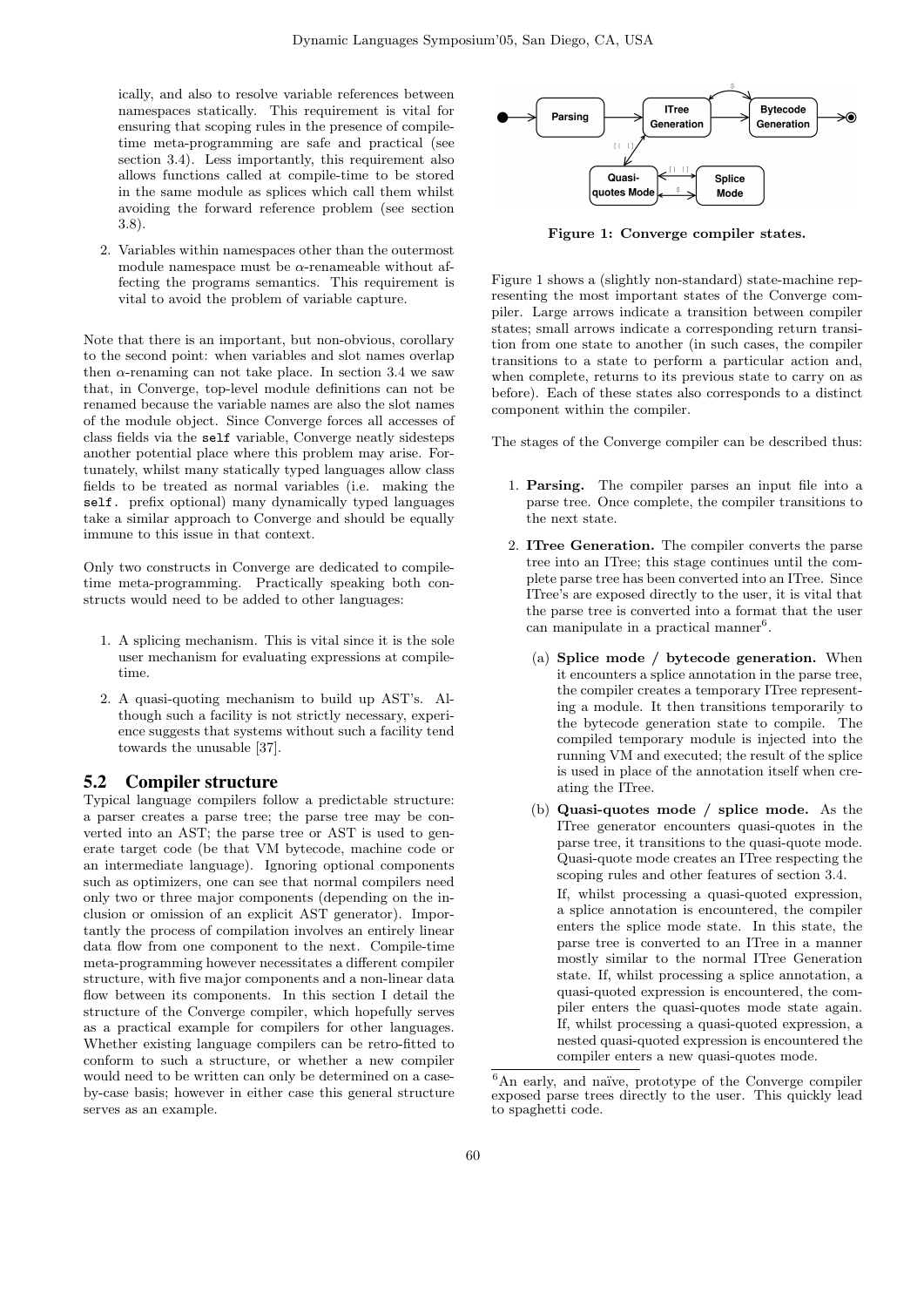ically, and also to resolve variable references between namespaces statically. This requirement is vital for ensuring that scoping rules in the presence of compile-time meta-programming are safe and practical (see section 3.4). Less importantly, this requirement also allows functions called at compile-time to be stored in the same module as splices which call them whilst avoiding the forward reference problem (see section 3.8).

2. Variables within namespaces other than the outermost module namespace must be $\alpha$-renameable without affecting the programs semantics. This requirement is vital to avoid the problem of variable capture.

Note that there is an important, but non-obvious, corollary to the second point: when variables and slot names overlap then $\alpha$-renaming can not take place. In section 3.4 we saw that, in Converge, top-level module definitions can not be renamed because the variable names are also the slot names of the module object. Since Converge forces all accesses of class fields via the `self` variable, Converge neatly sidesteps another potential place where this problem may arise. Fortunately, whilst many statically typed languages allow class fields to be treated as normal variables (i.e. making the `self.` prefix optional) many dynamically typed languages take a similar approach to Converge and should be equally immune to this issue in that context.

Only two constructs in Converge are dedicated to compile-time meta-programming. Practically speaking both constructs would need to be added to other languages:

1. A splicing mechanism. This is vital since it is the sole user mechanism for evaluating expressions at compile-time.

2. A quasi-quoting mechanism to build up AST's. Although such a facility is not strictly necessary, experience suggests that systems without such a facility tend towards the unusable [37].

## 5.2 Compiler structure

Typical language compilers follow a predictable structure: a parser creates a parse tree; the parse tree may be converted into an AST; the parse tree or AST is used to generate target code (be that VM bytecode, machine code or an intermediate language). Ignoring optional components such as optimizers, one can see that normal compilers need only two or three major components (depending on the inclusion or omission of an explicit AST generator). Importantly the process of compilation involves an entirely linear data flow from one component to the next. Compile-time meta-programming however necessitates a different compiler structure, with five major components and a non-linear data flow between its components. In this section I detail the structure of the Converge compiler, which hopefully serves as a practical example for compilers for other languages. Whether existing language compilers can be retro-fitted to conform to such a structure, or whether a new compiler would need to be written can only be determined on a case-by-case basis; however in either case this general structure serves as an example.

**Figure 1: Converge compiler states.**

Figure 1 shows a (slightly non-standard) state-machine representing the most important states of the Converge compiler. Large arrows indicate a transition between compiler states; small arrows indicate a corresponding return transition from one state to another (in such cases, the compiler transitions to a state to perform a particular action and, when complete, returns to its previous state to carry on as before). Each of these states also corresponds to a distinct component within the compiler.

The stages of the Converge compiler can be described thus:

1. **Parsing.** The compiler parses an input file into a parse tree. Once complete, the compiler transitions to the next state.

2. **ITree Generation.** The compiler converts the parse tree into an ITree; this stage continues until the complete parse tree has been converted into an ITree. Since ITree's are exposed directly to the user, it is vital that the parse tree is converted into a format that the user can manipulate in a practical manner[6].

   (a) **Splice mode / bytecode generation.** When it encounters a splice annotation in the parse tree, the compiler creates a temporary ITree representing a module. It then transitions temporarily to the bytecode generation state to compile. The compiled temporary module is injected into the running VM and executed; the result of the splice is used in place of the annotation itself when creating the ITree.

   (b) **Quasi-quotes mode / splice mode.** As the ITree generator encounters quasi-quotes in the parse tree, it transitions to the quasi-quote mode. Quasi-quote mode creates an ITree respecting the scoping rules and other features of section 3.4.

   If, whilst processing a quasi-quoted expression, a splice annotation is encountered, the compiler enters the splice mode state. In this state, the parse tree is converted to an ITree in a manner mostly similar to the normal ITree Generation state. If, whilst processing a splice annotation, a quasi-quoted expression is encountered, the compiler enters the quasi-quotes mode state again. If, whilst processing a quasi-quoted expression, a nested quasi-quoted expression is encountered the compiler enters a new quasi-quotes mode.

[6] An early, and naïve, prototype of the Converge compiler exposed parse trees directly to the user. This quickly lead to spaghetti code.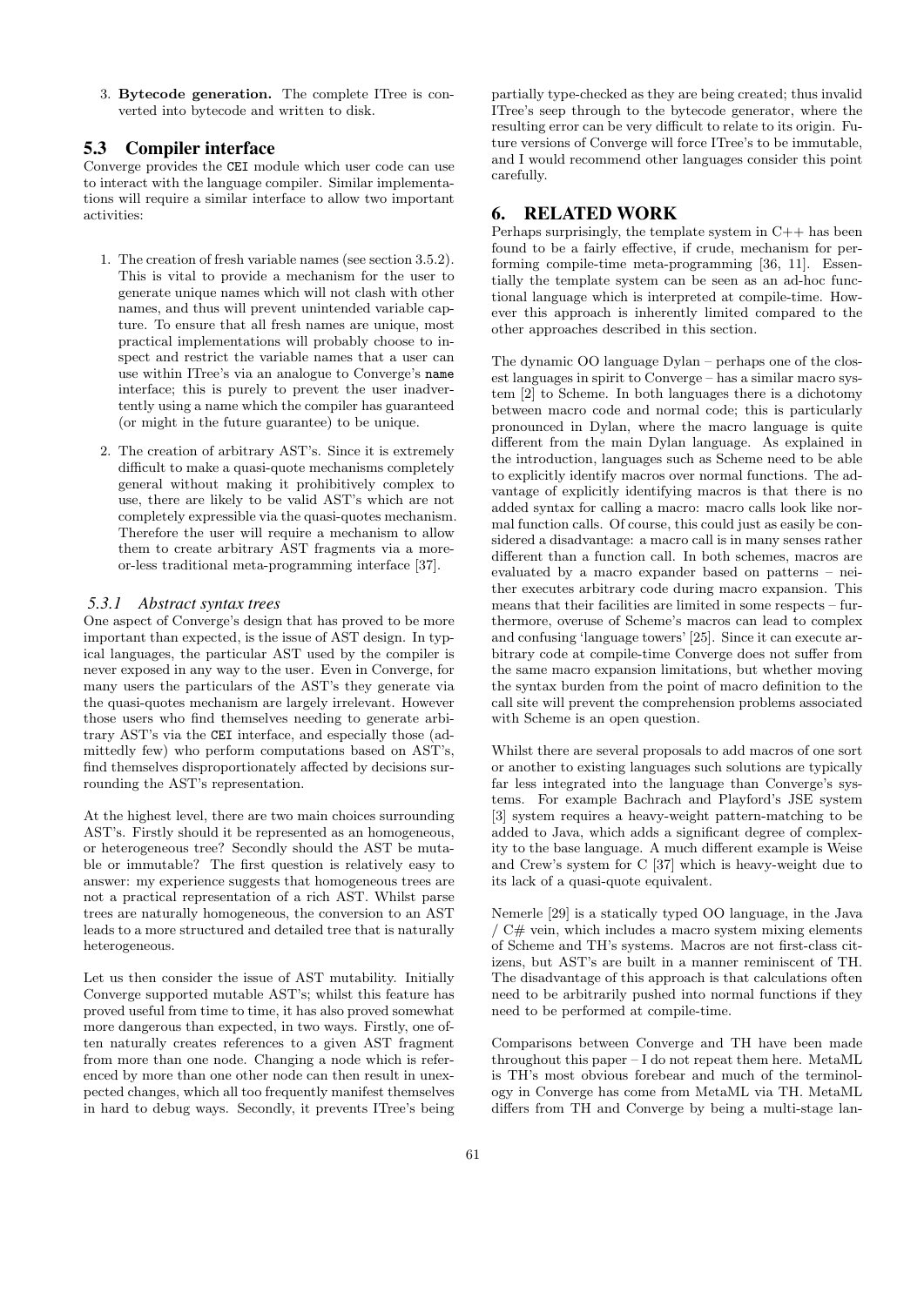3. **Bytecode generation.** The complete ITree is converted into bytecode and written to disk.

## 5.3 Compiler interface

Converge provides the `CEI` module which user code can use to interact with the language compiler. Similar implementations will require a similar interface to allow two important activities:

1. The creation of fresh variable names (see section 3.5.2). This is vital to provide a mechanism for the user to generate unique names which will not clash with other names, and thus will prevent unintended variable capture. To ensure that all fresh names are unique, most practical implementations will probably choose to inspect and restrict the variable names that a user can use within ITree's via an analogue to Converge's `name` interface; this is purely to prevent the user inadvertently using a name which the compiler has guaranteed (or might in the future guarantee) to be unique.

2. The creation of arbitrary AST's. Since it is extremely difficult to make a quasi-quote mechanisms completely general without making it prohibitively complex to use, there are likely to be valid AST's which are not completely expressible via the quasi-quotes mechanism. Therefore the user will require a mechanism to allow them to create arbitrary AST fragments via a more-or-less traditional meta-programming interface [37].

### 5.3.1 Abstract syntax trees

One aspect of Converge's design that has proved to be more important than expected, is the issue of AST design. In typical languages, the particular AST used by the compiler is never exposed in any way to the user. Even in Converge, for many users the particulars of the AST's they generate via the quasi-quotes mechanism are largely irrelevant. However those users who find themselves needing to generate arbitrary AST's via the `CEI` interface, and especially those (admittedly few) who perform computations based on AST's, find themselves disproportionately affected by decisions surrounding the AST's representation.

At the highest level, there are two main choices surrounding AST's. Firstly should it be represented as an homogeneous, or heterogeneous tree? Secondly should the AST be mutable or immutable? The first question is relatively easy to answer: my experience suggests that homogeneous trees are not a practical representation of a rich AST. Whilst parse trees are naturally homogeneous, the conversion to an AST leads to a more structured and detailed tree that is naturally heterogeneous.

Let us then consider the issue of AST mutability. Initially Converge supported mutable AST's; whilst this feature has proved useful from time to time, it has also proved somewhat more dangerous than expected, in two ways. Firstly, one often naturally creates references to a given AST fragment from more than one node. Changing a node which is referenced by more than one other node can then result in unexpected changes, which all too frequently manifest themselves in hard to debug ways. Secondly, it prevents ITree's being partially type-checked as they are being created; thus invalid ITree's seep through to the bytecode generator, where the resulting error can be very difficult to relate to its origin. Future versions of Converge will force ITree's to be immutable, and I would recommend other languages consider this point carefully.

# 6. RELATED WORK

Perhaps surprisingly, the template system in C++ has been found to be a fairly effective, if crude, mechanism for performing compile-time meta-programming [36, 11]. Essentially the template system can be seen as an ad-hoc functional language which is interpreted at compile-time. However this approach is inherently limited compared to the other approaches described in this section.

The dynamic OO language Dylan – perhaps one of the closest languages in spirit to Converge – has a similar macro system [2] to Scheme. In both languages there is a dichotomy between macro code and normal code; this is particularly pronounced in Dylan, where the macro language is quite different from the main Dylan language. As explained in the introduction, languages such as Scheme need to be able to explicitly identify macros over normal functions. The advantage of explicitly identifying macros is that there is no added syntax for calling a macro: macro calls look like normal function calls. Of course, this could just as easily be considered a disadvantage: a macro call is in many senses rather different than a function call. In both schemes, macros are evaluated by a macro expander based on patterns – neither executes arbitrary code during macro expansion. This means that their facilities are limited in some respects – furthermore, overuse of Scheme's macros can lead to complex and confusing 'language towers' [25]. Since it can execute arbitrary code at compile-time Converge does not suffer from the same macro expansion limitations, but whether moving the syntax burden from the point of macro definition to the call site will prevent the comprehension problems associated with Scheme is an open question.

Whilst there are several proposals to add macros of one sort or another to existing languages such solutions are typically far less integrated into the language than Converge's systems. For example Bachrach and Playford's JSE system [3] system requires a heavy-weight pattern-matching to be added to Java, which adds a significant degree of complexity to the base language. A much different example is Weise and Crew's system for C [37] which is heavy-weight due to its lack of a quasi-quote equivalent.

Nemerle [29] is a statically typed OO language, in the Java / C# vein, which includes a macro system mixing elements of Scheme and TH's systems. Macros are not first-class citizens, but AST's are built in a manner reminiscent of TH. The disadvantage of this approach is that calculations often need to be arbitrarily pushed into normal functions if they need to be performed at compile-time.

Comparisons between Converge and TH have been made throughout this paper – I do not repeat them here. MetaML is TH's most obvious forebear and much of the terminology in Converge has come from MetaML via TH. MetaML differs from TH and Converge by being a multi-stage lan-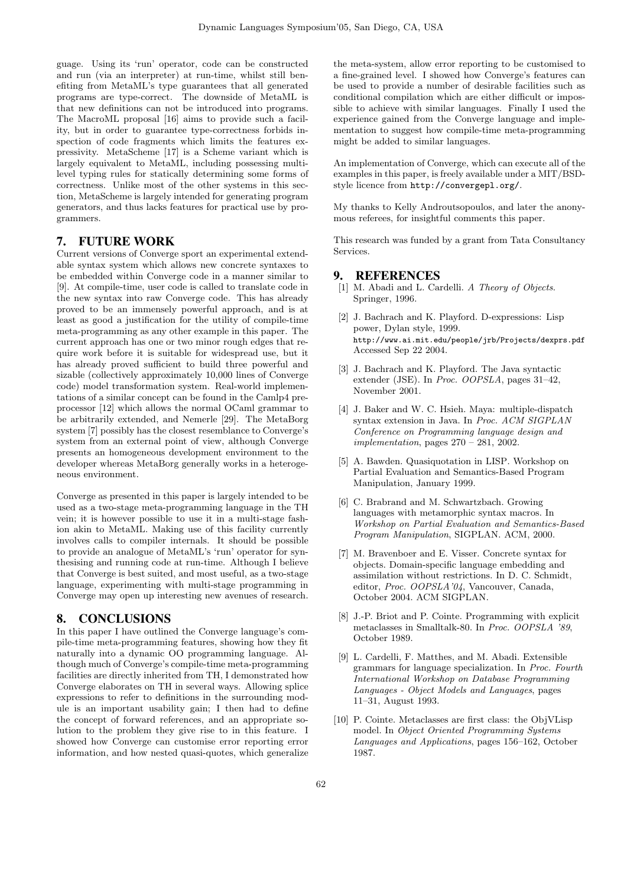guage. Using its 'run' operator, code can be constructed and run (via an interpreter) at run-time, whilst still benefiting from MetaML's type guarantees that all generated programs are type-correct. The downside of MetaML is that new definitions can not be introduced into programs. The MacroML proposal [16] aims to provide such a facility, but in order to guarantee type-correctness forbids inspection of code fragments which limits the features expressivity. MetaScheme [17] is a Scheme variant which is largely equivalent to MetaML, including possessing multi-level typing rules for statically determining some forms of correctness. Unlike most of the other systems in this section, MetaScheme is largely intended for generating program generators, and thus lacks features for practical use by programmers.

## 7. FUTURE WORK

Current versions of Converge sport an experimental extendable syntax system which allows new concrete syntaxes to be embedded within Converge code in a manner similar to [9]. At compile-time, user code is called to translate code in the new syntax into raw Converge code. This has already proved to be an immensely powerful approach, and is at least as good a justification for the utility of compile-time meta-programming as any other example in this paper. The current approach has one or two minor rough edges that require work before it is suitable for widespread use, but it has already proved sufficient to build three powerful and sizable (collectively approximately 10,000 lines of Converge code) model transformation system. Real-world implementations of a similar concept can be found in the Camlp4 preprocessor [12] which allows the normal OCaml grammar to be arbitrarily extended, and Nemerle [29]. The MetaBorg system [7] possibly has the closest resemblance to Converge's system from an external point of view, although Converge presents an homogeneous development environment to the developer whereas MetaBorg generally works in a heterogeneous environment.

Converge as presented in this paper is largely intended to be used as a two-stage meta-programming language in the TH vein; it is however possible to use it in a multi-stage fashion akin to MetaML. Making use of this facility currently involves calls to compiler internals. It should be possible to provide an analogue of MetaML's 'run' operator for synthesising and running code at run-time. Although I believe that Converge is best suited, and most useful, as a two-stage language, experimenting with multi-stage programming in Converge may open up interesting new avenues of research.

## 8. CONCLUSIONS

In this paper I have outlined the Converge language's compile-time meta-programming features, showing how they fit naturally into a dynamic OO programming language. Although much of Converge's compile-time meta-programming facilities are directly inherited from TH, I demonstrated how Converge elaborates on TH in several ways. Allowing splice expressions to refer to definitions in the surrounding module is an important usability gain; I then had to define the concept of forward references, and an appropriate solution to the problem they give rise to in this feature. I showed how Converge can customise error reporting error information, and how nested quasi-quotes, which generalize the meta-system, allow error reporting to be customised to a fine-grained level. I showed how Converge's features can be used to provide a number of desirable facilities such as conditional compilation which are either difficult or impossible to achieve with similar languages. Finally I used the experience gained from the Converge language and implementation to suggest how compile-time meta-programming might be added to similar languages.

An implementation of Converge, which can execute all of the examples in this paper, is freely available under a MIT/BSD-style licence from `http://convergepl.org/`.

My thanks to Kelly Androutsopoulos, and later the anonymous referees, for insightful comments this paper.

This research was funded by a grant from Tata Consultancy Services.

## 9. REFERENCES

[1] M. Abadi and L. Cardelli. *A Theory of Objects*. Springer, 1996.

[2] J. Bachrach and K. Playford. D-expressions: Lisp power, Dylan style, 1999. `http://www.ai.mit.edu/people/jrb/Projects/dexprs.pdf` Accessed Sep 22 2004.

[3] J. Bachrach and K. Playford. The Java syntactic extender (JSE). In *Proc. OOPSLA*, pages 31–42, November 2001.

[4] J. Baker and W. C. Hsieh. Maya: multiple-dispatch syntax extension in Java. In *Proc. ACM SIGPLAN Conference on Programming language design and implementation*, pages 270 – 281, 2002.

[5] A. Bawden. Quasiquotation in LISP. Workshop on Partial Evaluation and Semantics-Based Program Manipulation, January 1999.

[6] C. Brabrand and M. Schwartzbach. Growing languages with metamorphic syntax macros. In *Workshop on Partial Evaluation and Semantics-Based Program Manipulation*, SIGPLAN. ACM, 2000.

[7] M. Bravenboer and E. Visser. Concrete syntax for objects. Domain-specific language embedding and assimilation without restrictions. In D. C. Schmidt, editor, *Proc. OOPSLA'04*, Vancouver, Canada, October 2004. ACM SIGPLAN.

[8] J.-P. Briot and P. Cointe. Programming with explicit metaclasses in Smalltalk-80. In *Proc. OOPSLA '89*, October 1989.

[9] L. Cardelli, F. Matthes, and M. Abadi. Extensible grammars for language specialization. In *Proc. Fourth International Workshop on Database Programming Languages - Object Models and Languages*, pages 11–31, August 1993.

[10] P. Cointe. Metaclasses are first class: the ObjVLisp model. In *Object Oriented Programming Systems Languages and Applications*, pages 156–162, October 1987.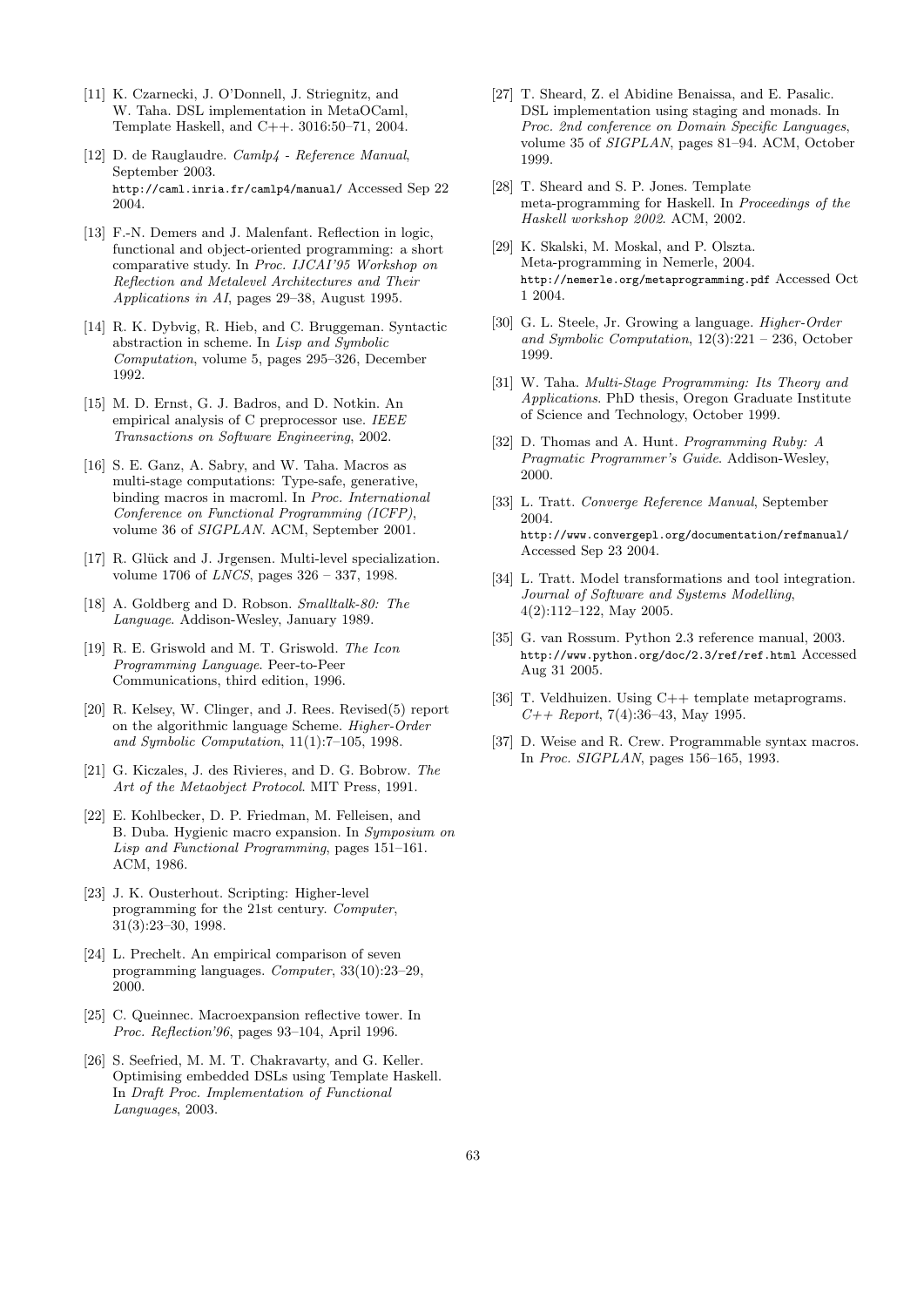[11] K. Czarnecki, J. O'Donnell, J. Striegnitz, and W. Taha. DSL implementation in MetaOCaml, Template Haskell, and C++. 3016:50–71, 2004.

[12] D. de Rauglaudre. *Camlp4 - Reference Manual*, September 2003. http://caml.inria.fr/camlp4/manual/ Accessed Sep 22 2004.

[13] F.-N. Demers and J. Malenfant. Reflection in logic, functional and object-oriented programming: a short comparative study. In *Proc. IJCAI'95 Workshop on Reflection and Metalevel Architectures and Their Applications in AI*, pages 29–38, August 1995.

[14] R. K. Dybvig, R. Hieb, and C. Bruggeman. Syntactic abstraction in scheme. In *Lisp and Symbolic Computation*, volume 5, pages 295–326, December 1992.

[15] M. D. Ernst, G. J. Badros, and D. Notkin. An empirical analysis of C preprocessor use. *IEEE Transactions on Software Engineering*, 2002.

[16] S. E. Ganz, A. Sabry, and W. Taha. Macros as multi-stage computations: Type-safe, generative, binding macros in macroml. In *Proc. International Conference on Functional Programming (ICFP)*, volume 36 of *SIGPLAN*. ACM, September 2001.

[17] R. Glück and J. Jrgensen. Multi-level specialization. volume 1706 of *LNCS*, pages 326 – 337, 1998.

[18] A. Goldberg and D. Robson. *Smalltalk-80: The Language*. Addison-Wesley, January 1989.

[19] R. E. Griswold and M. T. Griswold. *The Icon Programming Language*. Peer-to-Peer Communications, third edition, 1996.

[20] R. Kelsey, W. Clinger, and J. Rees. Revised(5) report on the algorithmic language Scheme. *Higher-Order and Symbolic Computation*, 11(1):7–105, 1998.

[21] G. Kiczales, J. des Rivieres, and D. G. Bobrow. *The Art of the Metaobject Protocol*. MIT Press, 1991.

[22] E. Kohlbecker, D. P. Friedman, M. Felleisen, and B. Duba. Hygienic macro expansion. In *Symposium on Lisp and Functional Programming*, pages 151–161. ACM, 1986.

[23] J. K. Ousterhout. Scripting: Higher-level programming for the 21st century. *Computer*, 31(3):23–30, 1998.

[24] L. Prechelt. An empirical comparison of seven programming languages. *Computer*, 33(10):23–29, 2000.

[25] C. Queinnec. Macroexpansion reflective tower. In *Proc. Reflection'96*, pages 93–104, April 1996.

[26] S. Seefried, M. M. T. Chakravarty, and G. Keller. Optimising embedded DSLs using Template Haskell. In *Draft Proc. Implementation of Functional Languages*, 2003.

[27] T. Sheard, Z. el Abidine Benaissa, and E. Pasalic. DSL implementation using staging and monads. In *Proc. 2nd conference on Domain Specific Languages*, volume 35 of *SIGPLAN*, pages 81–94. ACM, October 1999.

[28] T. Sheard and S. P. Jones. Template meta-programming for Haskell. In *Proceedings of the Haskell workshop 2002*. ACM, 2002.

[29] K. Skalski, M. Moskal, and P. Olszta. Meta-programming in Nemerle, 2004. http://nemerle.org/metaprogramming.pdf Accessed Oct 1 2004.

[30] G. L. Steele, Jr. Growing a language. *Higher-Order and Symbolic Computation*, 12(3):221 – 236, October 1999.

[31] W. Taha. *Multi-Stage Programming: Its Theory and Applications*. PhD thesis, Oregon Graduate Institute of Science and Technology, October 1999.

[32] D. Thomas and A. Hunt. *Programming Ruby: A Pragmatic Programmer's Guide*. Addison-Wesley, 2000.

[33] L. Tratt. *Converge Reference Manual*, September 2004. http://www.convergepl.org/documentation/refmanual/ Accessed Sep 23 2004.

[34] L. Tratt. Model transformations and tool integration. *Journal of Software and Systems Modelling*, 4(2):112–122, May 2005.

[35] G. van Rossum. Python 2.3 reference manual, 2003. http://www.python.org/doc/2.3/ref/ref.html Accessed Aug 31 2005.

[36] T. Veldhuizen. Using C++ template metaprograms. *C++ Report*, 7(4):36–43, May 1995.

[37] D. Weise and R. Crew. Programmable syntax macros. In *Proc. SIGPLAN*, pages 156–165, 1993.